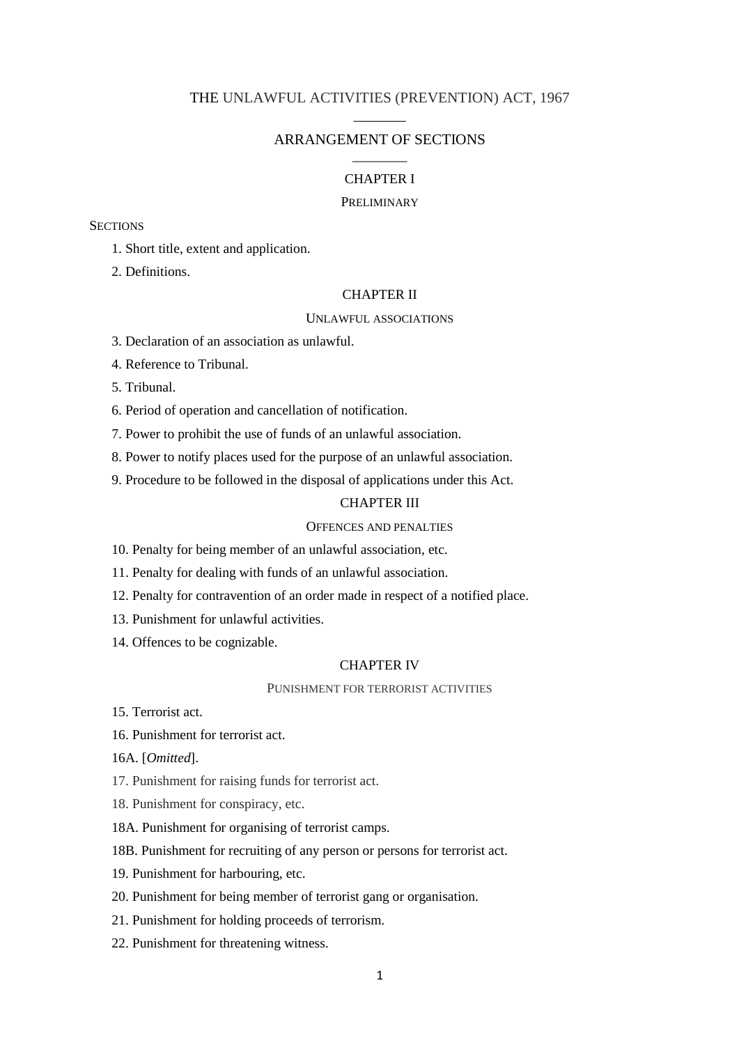# THE UNLAWFUL ACTIVITIES (PREVENTION) ACT, 1967

## ARRANGEMENT OF SECTIONS

### CHAPTER I

PRELIMINARY

SECTIONS

1. Short title, extent and application.
2. Definitions.

### CHAPTER II

UNLAWFUL ASSOCIATIONS

3. Declaration of an association as unlawful.
4. Reference to Tribunal.
5. Tribunal.
6. Period of operation and cancellation of notification.
7. Power to prohibit the use of funds of an unlawful association.
8. Power to notify places used for the purpose of an unlawful association.
9. Procedure to be followed in the disposal of applications under this Act.

### CHAPTER III

OFFENCES AND PENALTIES

10. Penalty for being member of an unlawful association, etc.
11. Penalty for dealing with funds of an unlawful association.
12. Penalty for contravention of an order made in respect of a notified place.
13. Punishment for unlawful activities.
14. Offences to be cognizable.

### CHAPTER IV

PUNISHMENT FOR TERRORIST ACTIVITIES

15. Terrorist act.

16. Punishment for terrorist act.

16A. [*Omitted*].

17. Punishment for raising funds for terrorist act.

18. Punishment for conspiracy, etc.

18A. Punishment for organising of terrorist camps.

18B. Punishment for recruiting of any person or persons for terrorist act.

19. Punishment for harbouring, etc.

20. Punishment for being member of terrorist gang or organisation.

21. Punishment for holding proceeds of terrorism.

22. Punishment for threatening witness.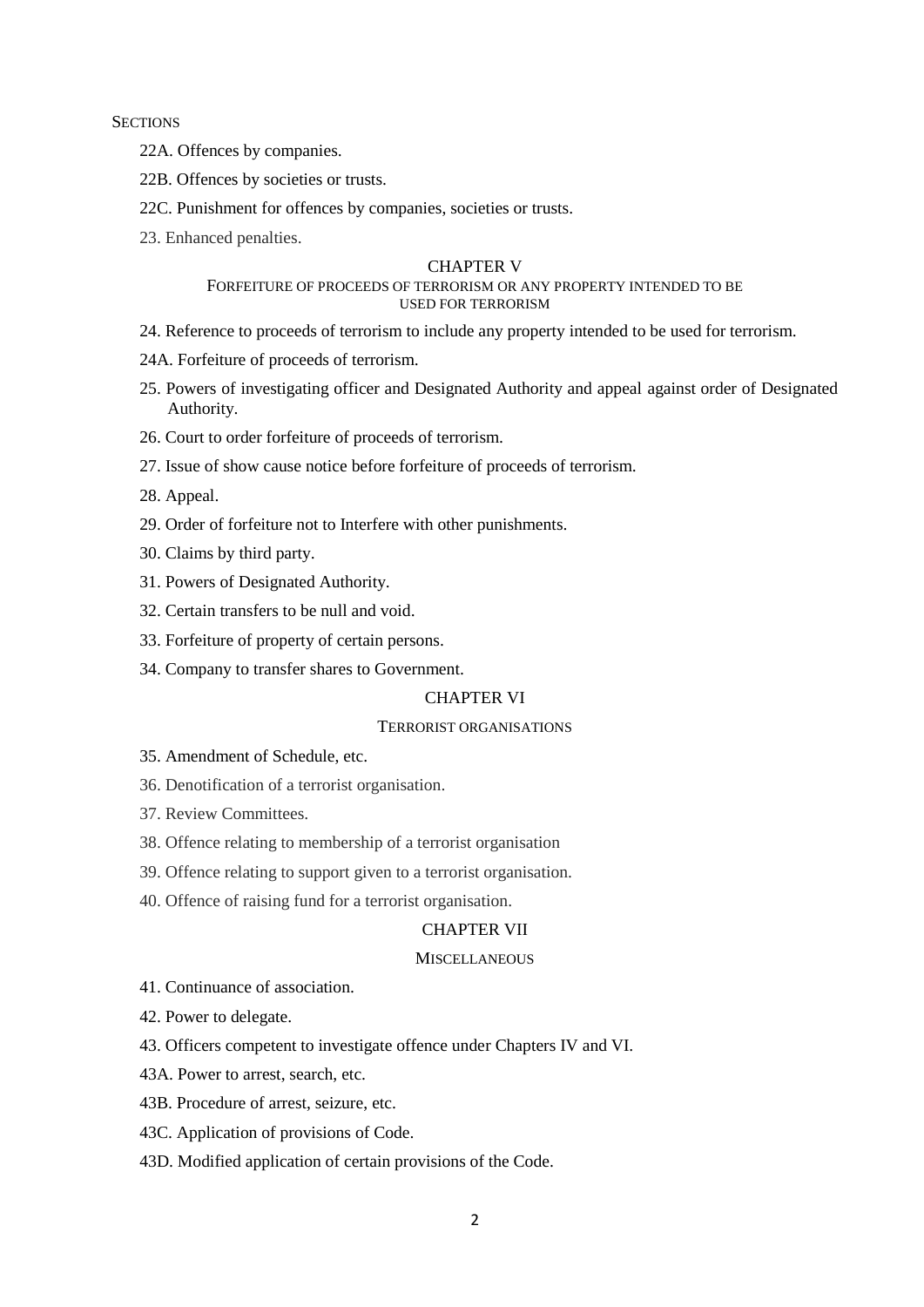SECTIONS

22A. Offences by companies.

22B. Offences by societies or trusts.

22C. Punishment for offences by companies, societies or trusts.

23. Enhanced penalties.

## CHAPTER V

### FORFEITURE OF PROCEEDS OF TERRORISM OR ANY PROPERTY INTENDED TO BE USED FOR TERRORISM

24. Reference to proceeds of terrorism to include any property intended to be used for terrorism.

24A. Forfeiture of proceeds of terrorism.

25. Powers of investigating officer and Designated Authority and appeal against order of Designated Authority.

26. Court to order forfeiture of proceeds of terrorism.

27. Issue of show cause notice before forfeiture of proceeds of terrorism.

28. Appeal.

29. Order of forfeiture not to Interfere with other punishments.

30. Claims by third party.

31. Powers of Designated Authority.

32. Certain transfers to be null and void.

33. Forfeiture of property of certain persons.

34. Company to transfer shares to Government.

## CHAPTER VI

### TERRORIST ORGANISATIONS

35. Amendment of Schedule, etc.

36. Denotification of a terrorist organisation.

37. Review Committees.

38. Offence relating to membership of a terrorist organisation

39. Offence relating to support given to a terrorist organisation.

40. Offence of raising fund for a terrorist organisation.

## CHAPTER VII

### MISCELLANEOUS

41. Continuance of association.

42. Power to delegate.

43. Officers competent to investigate offence under Chapters IV and VI.

43A. Power to arrest, search, etc.

43B. Procedure of arrest, seizure, etc.

43C. Application of provisions of Code.

43D. Modified application of certain provisions of the Code.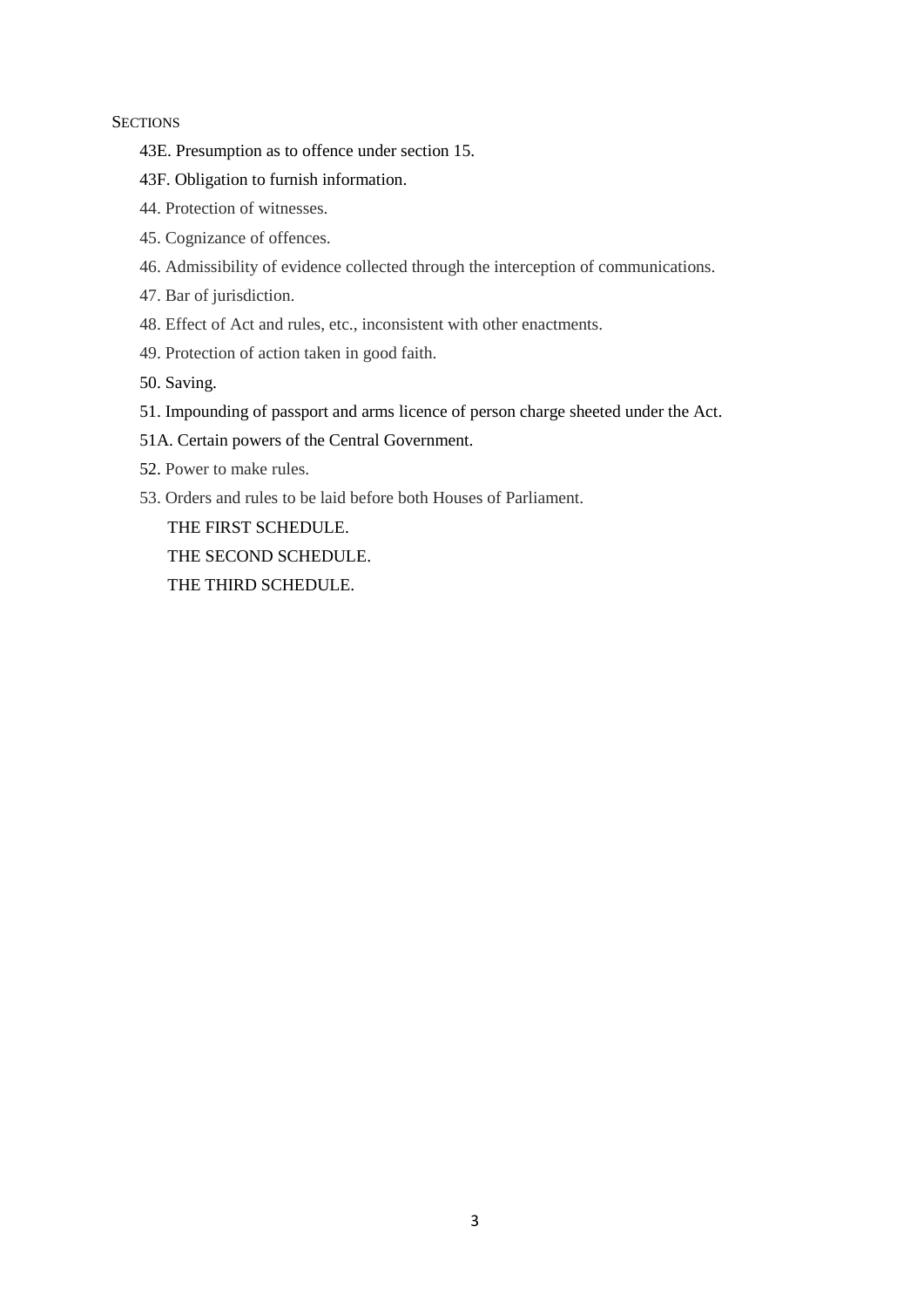SECTIONS

43E. Presumption as to offence under section 15.

43F. Obligation to furnish information.

44. Protection of witnesses.

45. Cognizance of offences.

46. Admissibility of evidence collected through the interception of communications.

47. Bar of jurisdiction.

48. Effect of Act and rules, etc., inconsistent with other enactments.

49. Protection of action taken in good faith.

50. Saving.

51. Impounding of passport and arms licence of person charge sheeted under the Act.

51A. Certain powers of the Central Government.

52. Power to make rules.

53. Orders and rules to be laid before both Houses of Parliament.

THE FIRST SCHEDULE.

THE SECOND SCHEDULE.

THE THIRD SCHEDULE.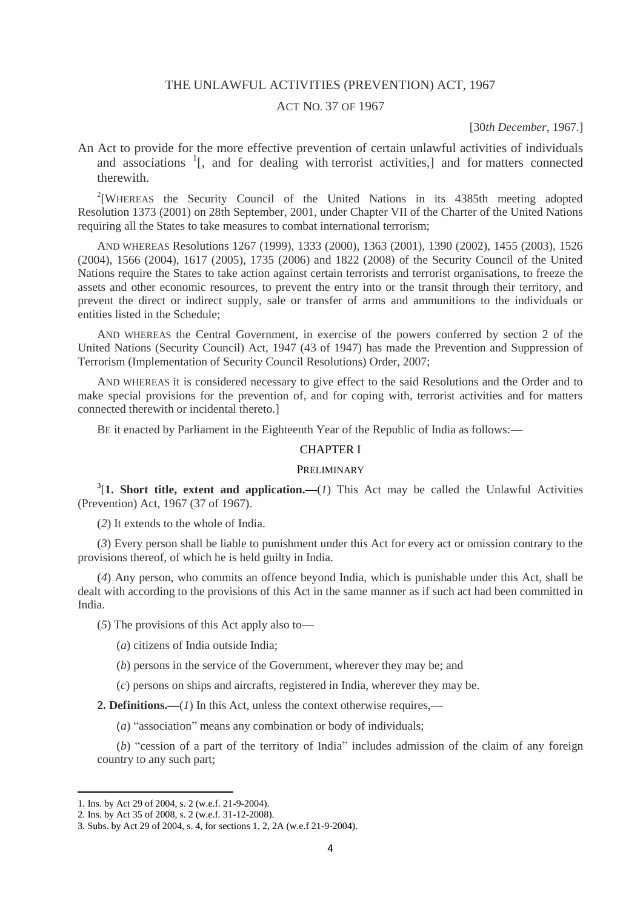# THE UNLAWFUL ACTIVITIES (PREVENTION) ACT, 1967

## ACT NO. 37 OF 1967

[30*th December,* 1967.]

An Act to provide for the more effective prevention of certain unlawful activities of individuals and associations [1][, and for dealing with terrorist activities,] and for matters connected therewith.

[2][WHEREAS the Security Council of the United Nations in its 4385th meeting adopted Resolution 1373 (2001) on 28th September, 2001, under Chapter VII of the Charter of the United Nations requiring all the States to take measures to combat international terrorism;

AND WHEREAS Resolutions 1267 (1999), 1333 (2000), 1363 (2001), 1390 (2002), 1455 (2003), 1526 (2004), 1566 (2004), 1617 (2005), 1735 (2006) and 1822 (2008) of the Security Council of the United Nations require the States to take action against certain terrorists and terrorist organisations, to freeze the assets and other economic resources, to prevent the entry into or the transit through their territory, and prevent the direct or indirect supply, sale or transfer of arms and ammunitions to the individuals or entities listed in the Schedule;

AND WHEREAS the Central Government, in exercise of the powers conferred by section 2 of the United Nations (Security Council) Act, 1947 (43 of 1947) has made the Prevention and Suppression of Terrorism (Implementation of Security Council Resolutions) Order, 2007;

AND WHEREAS it is considered necessary to give effect to the said Resolutions and the Order and to make special provisions for the prevention of, and for coping with, terrorist activities and for matters connected therewith or incidental thereto.]

BE it enacted by Parliament in the Eighteenth Year of the Republic of India as follows:—

## CHAPTER I

### PRELIMINARY

[3][**1. Short title, extent and application.—**(*1*) This Act may be called the Unlawful Activities (Prevention) Act, 1967 (37 of 1967).

(*2*) It extends to the whole of India.

(*3*) Every person shall be liable to punishment under this Act for every act or omission contrary to the provisions thereof, of which he is held guilty in India.

(*4*) Any person, who commits an offence beyond India, which is punishable under this Act, shall be dealt with according to the provisions of this Act in the same manner as if such act had been committed in India.

(*5*) The provisions of this Act apply also to—

(*a*) citizens of India outside India;

(*b*) persons in the service of the Government, wherever they may be; and

(*c*) persons on ships and aircrafts, registered in India, wherever they may be.

**2. Definitions.—**(*1*) In this Act, unless the context otherwise requires,—

(*a*) "association" means any combination or body of individuals;

(*b*) "cession of a part of the territory of India" includes admission of the claim of any foreign country to any such part;

---

1. Ins. by Act 29 of 2004, s. 2 (w.e.f. 21-9-2004).
2. Ins. by Act 35 of 2008, s. 2 (w.e.f. 31-12-2008).
3. Subs. by Act 29 of 2004, s. 4, for sections 1, 2, 2A (w.e.f 21-9-2004).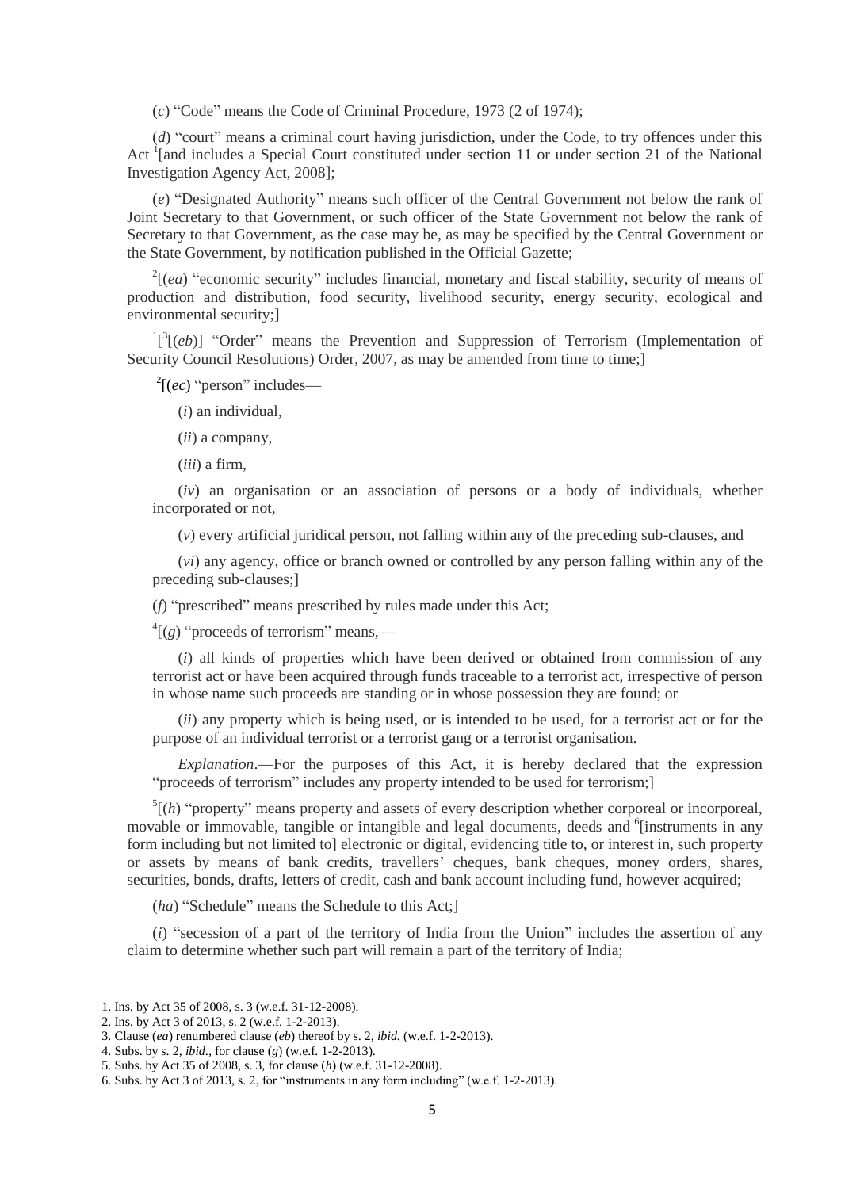(*c*) "Code" means the Code of Criminal Procedure, 1973 (2 of 1974);

(*d*) "court" means a criminal court having jurisdiction, under the Code, to try offences under this Act [1][and includes a Special Court constituted under section 11 or under section 21 of the National Investigation Agency Act, 2008];

(*e*) "Designated Authority" means such officer of the Central Government not below the rank of Joint Secretary to that Government, or such officer of the State Government not below the rank of Secretary to that Government, as the case may be, as may be specified by the Central Government or the State Government, by notification published in the Official Gazette;

[2][(*ea*) "economic security" includes financial, monetary and fiscal stability, security of means of production and distribution, food security, livelihood security, energy security, ecological and environmental security;]

[1][[3][(*eb*)] "Order" means the Prevention and Suppression of Terrorism (Implementation of Security Council Resolutions) Order, 2007, as may be amended from time to time;]

[2][(*ec*) "person" includes—

(*i*) an individual,

(*ii*) a company,

(*iii*) a firm,

(*iv*) an organisation or an association of persons or a body of individuals, whether incorporated or not,

(*v*) every artificial juridical person, not falling within any of the preceding sub-clauses, and

(*vi*) any agency, office or branch owned or controlled by any person falling within any of the preceding sub-clauses;]

(*f*) "prescribed" means prescribed by rules made under this Act;

[4][(*g*) "proceeds of terrorism" means,—

(*i*) all kinds of properties which have been derived or obtained from commission of any terrorist act or have been acquired through funds traceable to a terrorist act, irrespective of person in whose name such proceeds are standing or in whose possession they are found; or

(*ii*) any property which is being used, or is intended to be used, for a terrorist act or for the purpose of an individual terrorist or a terrorist gang or a terrorist organisation.

*Explanation*.—For the purposes of this Act, it is hereby declared that the expression "proceeds of terrorism" includes any property intended to be used for terrorism;]

[5][(*h*) "property" means property and assets of every description whether corporeal or incorporeal, movable or immovable, tangible or intangible and legal documents, deeds and [6][instruments in any form including but not limited to] electronic or digital, evidencing title to, or interest in, such property or assets by means of bank credits, travellers' cheques, bank cheques, money orders, shares, securities, bonds, drafts, letters of credit, cash and bank account including fund, however acquired;

(*ha*) "Schedule" means the Schedule to this Act;]

(*i*) "secession of a part of the territory of India from the Union" includes the assertion of any claim to determine whether such part will remain a part of the territory of India;

---

1. Ins. by Act 35 of 2008, s. 3 (w.e.f. 31-12-2008).
2. Ins. by Act 3 of 2013, s. 2 (w.e.f. 1-2-2013).
3. Clause (*ea*) renumbered clause (*eb*) thereof by s. 2, *ibid.* (w.e.f. 1-2-2013).
4. Subs. by s. 2, *ibid.*, for clause (*g*) (w.e.f. 1-2-2013).
5. Subs. by Act 35 of 2008, s. 3, for clause (*h*) (w.e.f. 31-12-2008).
6. Subs. by Act 3 of 2013, s. 2, for "instruments in any form including" (w.e.f. 1-2-2013).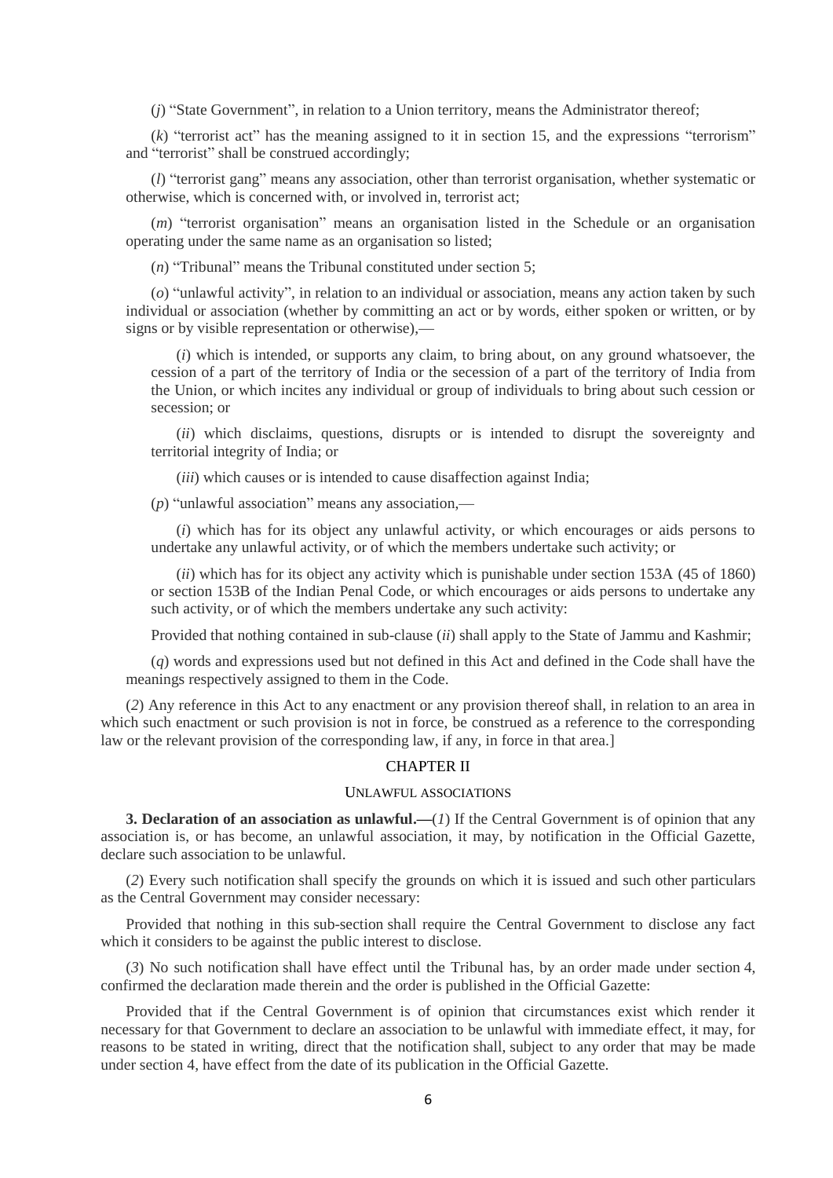(*j*) "State Government", in relation to a Union territory, means the Administrator thereof;

(*k*) "terrorist act" has the meaning assigned to it in section 15, and the expressions "terrorism" and "terrorist" shall be construed accordingly;

(*l*) "terrorist gang" means any association, other than terrorist organisation, whether systematic or otherwise, which is concerned with, or involved in, terrorist act;

(*m*) "terrorist organisation" means an organisation listed in the Schedule or an organisation operating under the same name as an organisation so listed;

(*n*) "Tribunal" means the Tribunal constituted under section 5;

(*o*) "unlawful activity", in relation to an individual or association, means any action taken by such individual or association (whether by committing an act or by words, either spoken or written, or by signs or by visible representation or otherwise),—

(*i*) which is intended, or supports any claim, to bring about, on any ground whatsoever, the cession of a part of the territory of India or the secession of a part of the territory of India from the Union, or which incites any individual or group of individuals to bring about such cession or secession; or

(*ii*) which disclaims, questions, disrupts or is intended to disrupt the sovereignty and territorial integrity of India; or

(*iii*) which causes or is intended to cause disaffection against India;

(*p*) "unlawful association" means any association,—

(*i*) which has for its object any unlawful activity, or which encourages or aids persons to undertake any unlawful activity, or of which the members undertake such activity; or

(*ii*) which has for its object any activity which is punishable under section 153A (45 of 1860) or section 153B of the Indian Penal Code, or which encourages or aids persons to undertake any such activity, or of which the members undertake any such activity:

Provided that nothing contained in sub-clause (*ii*) shall apply to the State of Jammu and Kashmir;

(*q*) words and expressions used but not defined in this Act and defined in the Code shall have the meanings respectively assigned to them in the Code.

(*2*) Any reference in this Act to any enactment or any provision thereof shall, in relation to an area in which such enactment or such provision is not in force, be construed as a reference to the corresponding law or the relevant provision of the corresponding law, if any, in force in that area.]

## CHAPTER II

### UNLAWFUL ASSOCIATIONS

**3. Declaration of an association as unlawful.—**(*1*) If the Central Government is of opinion that any association is, or has become, an unlawful association, it may, by notification in the Official Gazette, declare such association to be unlawful.

(*2*) Every such notification shall specify the grounds on which it is issued and such other particulars as the Central Government may consider necessary:

Provided that nothing in this sub-section shall require the Central Government to disclose any fact which it considers to be against the public interest to disclose.

(*3*) No such notification shall have effect until the Tribunal has, by an order made under section 4, confirmed the declaration made therein and the order is published in the Official Gazette:

Provided that if the Central Government is of opinion that circumstances exist which render it necessary for that Government to declare an association to be unlawful with immediate effect, it may, for reasons to be stated in writing, direct that the notification shall, subject to any order that may be made under section 4, have effect from the date of its publication in the Official Gazette.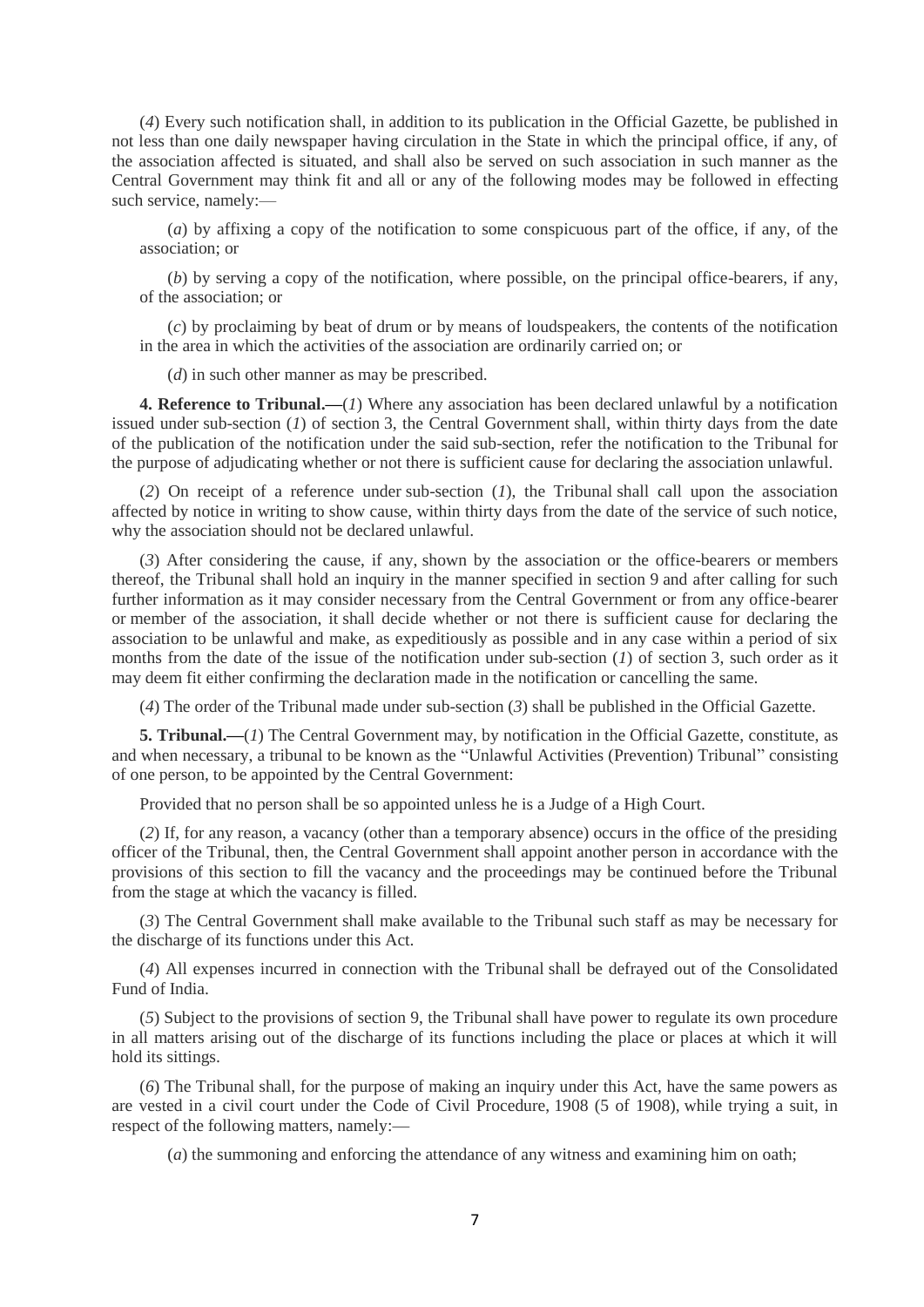(*4*) Every such notification shall, in addition to its publication in the Official Gazette, be published in not less than one daily newspaper having circulation in the State in which the principal office, if any, of the association affected is situated, and shall also be served on such association in such manner as the Central Government may think fit and all or any of the following modes may be followed in effecting such service, namely:—

(*a*) by affixing a copy of the notification to some conspicuous part of the office, if any, of the association; or

(*b*) by serving a copy of the notification, where possible, on the principal office-bearers, if any, of the association; or

(*c*) by proclaiming by beat of drum or by means of loudspeakers, the contents of the notification in the area in which the activities of the association are ordinarily carried on; or

(*d*) in such other manner as may be prescribed.

**4. Reference to Tribunal.—**(*1*) Where any association has been declared unlawful by a notification issued under sub-section (*1*) of section 3, the Central Government shall, within thirty days from the date of the publication of the notification under the said sub-section, refer the notification to the Tribunal for the purpose of adjudicating whether or not there is sufficient cause for declaring the association unlawful.

(*2*) On receipt of a reference under sub-section (*1*), the Tribunal shall call upon the association affected by notice in writing to show cause, within thirty days from the date of the service of such notice, why the association should not be declared unlawful.

(*3*) After considering the cause, if any, shown by the association or the office-bearers or members thereof, the Tribunal shall hold an inquiry in the manner specified in section 9 and after calling for such further information as it may consider necessary from the Central Government or from any office-bearer or member of the association, it shall decide whether or not there is sufficient cause for declaring the association to be unlawful and make, as expeditiously as possible and in any case within a period of six months from the date of the issue of the notification under sub-section (*1*) of section 3, such order as it may deem fit either confirming the declaration made in the notification or cancelling the same.

(*4*) The order of the Tribunal made under sub-section (*3*) shall be published in the Official Gazette.

**5. Tribunal.—**(*1*) The Central Government may, by notification in the Official Gazette, constitute, as and when necessary, a tribunal to be known as the "Unlawful Activities (Prevention) Tribunal" consisting of one person, to be appointed by the Central Government:

Provided that no person shall be so appointed unless he is a Judge of a High Court.

(*2*) If, for any reason, a vacancy (other than a temporary absence) occurs in the office of the presiding officer of the Tribunal, then, the Central Government shall appoint another person in accordance with the provisions of this section to fill the vacancy and the proceedings may be continued before the Tribunal from the stage at which the vacancy is filled.

(*3*) The Central Government shall make available to the Tribunal such staff as may be necessary for the discharge of its functions under this Act.

(*4*) All expenses incurred in connection with the Tribunal shall be defrayed out of the Consolidated Fund of India.

(*5*) Subject to the provisions of section 9, the Tribunal shall have power to regulate its own procedure in all matters arising out of the discharge of its functions including the place or places at which it will hold its sittings.

(*6*) The Tribunal shall, for the purpose of making an inquiry under this Act, have the same powers as are vested in a civil court under the Code of Civil Procedure, 1908 (5 of 1908), while trying a suit, in respect of the following matters, namely:—

(*a*) the summoning and enforcing the attendance of any witness and examining him on oath;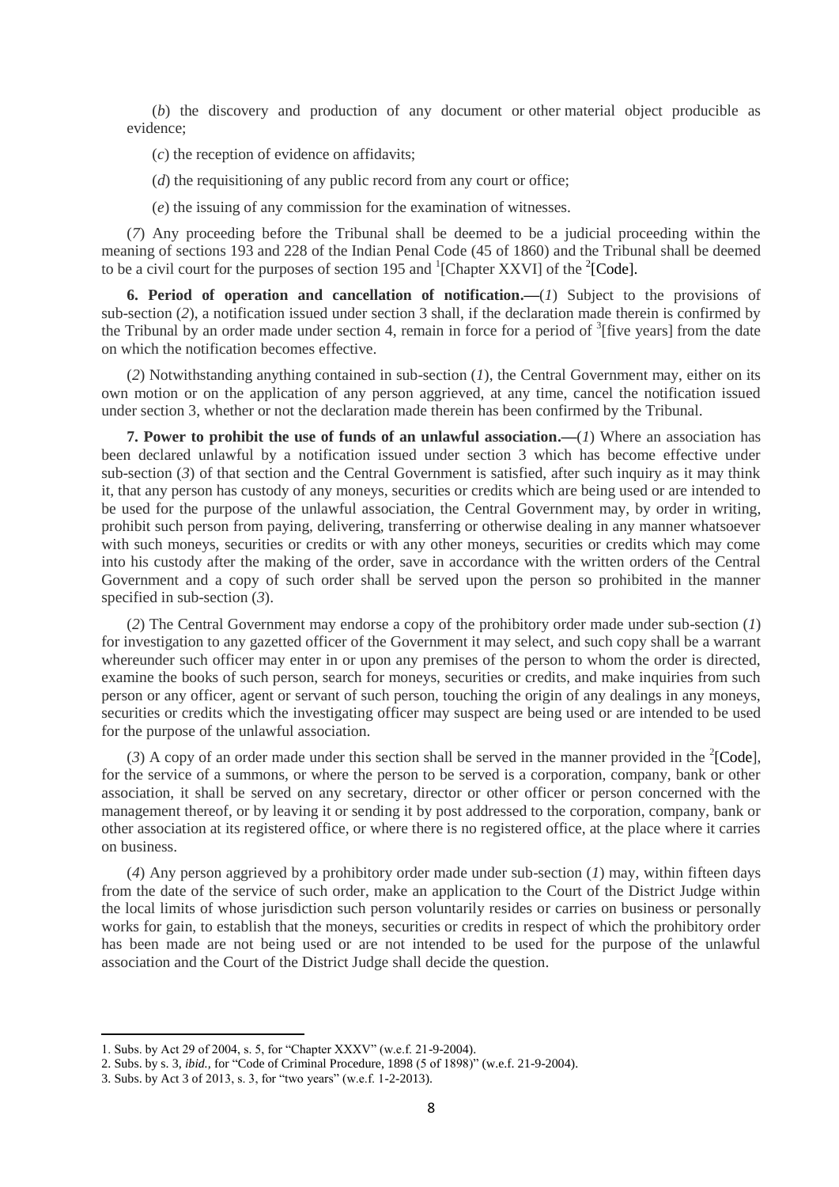(*b*) the discovery and production of any document or other material object producible as evidence;

(*c*) the reception of evidence on affidavits;

(*d*) the requisitioning of any public record from any court or office;

(*e*) the issuing of any commission for the examination of witnesses.

(*7*) Any proceeding before the Tribunal shall be deemed to be a judicial proceeding within the meaning of sections 193 and 228 of the Indian Penal Code (45 of 1860) and the Tribunal shall be deemed to be a civil court for the purposes of section 195 and [1][Chapter XXVI] of the [2][Code].

**6. Period of operation and cancellation of notification.—**(*1*) Subject to the provisions of sub-section (*2*), a notification issued under section 3 shall, if the declaration made therein is confirmed by the Tribunal by an order made under section 4, remain in force for a period of [3][five years] from the date on which the notification becomes effective.

(*2*) Notwithstanding anything contained in sub-section (*1*), the Central Government may, either on its own motion or on the application of any person aggrieved, at any time, cancel the notification issued under section 3, whether or not the declaration made therein has been confirmed by the Tribunal.

**7. Power to prohibit the use of funds of an unlawful association.—**(*1*) Where an association has been declared unlawful by a notification issued under section 3 which has become effective under sub-section (*3*) of that section and the Central Government is satisfied, after such inquiry as it may think it, that any person has custody of any moneys, securities or credits which are being used or are intended to be used for the purpose of the unlawful association, the Central Government may, by order in writing, prohibit such person from paying, delivering, transferring or otherwise dealing in any manner whatsoever with such moneys, securities or credits or with any other moneys, securities or credits which may come into his custody after the making of the order, save in accordance with the written orders of the Central Government and a copy of such order shall be served upon the person so prohibited in the manner specified in sub-section (*3*).

(*2*) The Central Government may endorse a copy of the prohibitory order made under sub-section (*1*) for investigation to any gazetted officer of the Government it may select, and such copy shall be a warrant whereunder such officer may enter in or upon any premises of the person to whom the order is directed, examine the books of such person, search for moneys, securities or credits, and make inquiries from such person or any officer, agent or servant of such person, touching the origin of any dealings in any moneys, securities or credits which the investigating officer may suspect are being used or are intended to be used for the purpose of the unlawful association.

(*3*) A copy of an order made under this section shall be served in the manner provided in the [2][Code], for the service of a summons, or where the person to be served is a corporation, company, bank or other association, it shall be served on any secretary, director or other officer or person concerned with the management thereof, or by leaving it or sending it by post addressed to the corporation, company, bank or other association at its registered office, or where there is no registered office, at the place where it carries on business.

(*4*) Any person aggrieved by a prohibitory order made under sub-section (*1*) may, within fifteen days from the date of the service of such order, make an application to the Court of the District Judge within the local limits of whose jurisdiction such person voluntarily resides or carries on business or personally works for gain, to establish that the moneys, securities or credits in respect of which the prohibitory order has been made are not being used or are not intended to be used for the purpose of the unlawful association and the Court of the District Judge shall decide the question.

---

1. Subs. by Act 29 of 2004, s. 5, for "Chapter XXXV" (w.e.f. 21-9-2004).
2. Subs. by s. 3, *ibid.,* for "Code of Criminal Procedure, 1898 (5 of 1898)" (w.e.f. 21-9-2004).
3. Subs. by Act 3 of 2013, s. 3, for "two years" (w.e.f. 1-2-2013).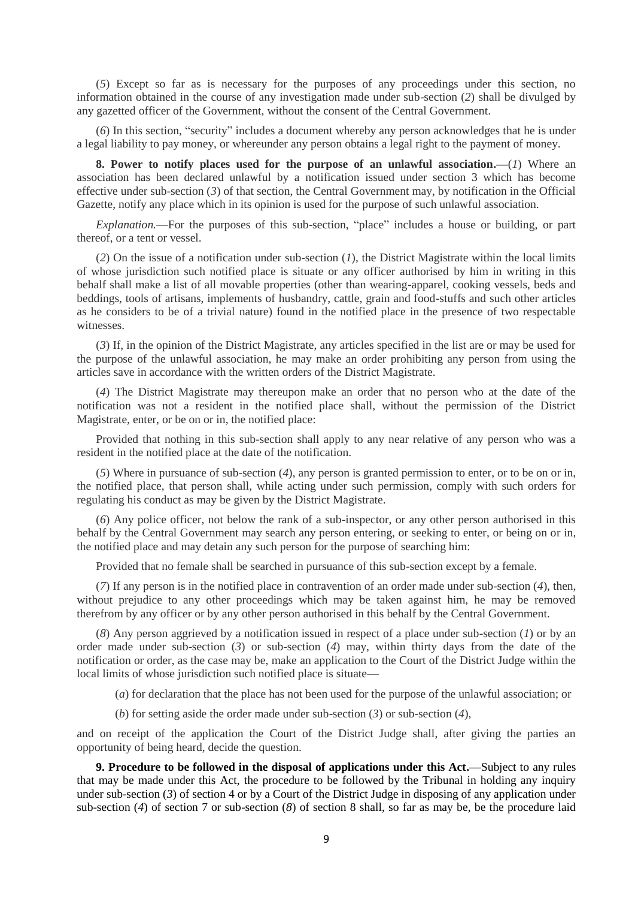(*5*) Except so far as is necessary for the purposes of any proceedings under this section, no information obtained in the course of any investigation made under sub-section (*2*) shall be divulged by any gazetted officer of the Government, without the consent of the Central Government.

(*6*) In this section, "security" includes a document whereby any person acknowledges that he is under a legal liability to pay money, or whereunder any person obtains a legal right to the payment of money.

**8. Power to notify places used for the purpose of an unlawful association.—**(*1*) Where an association has been declared unlawful by a notification issued under section 3 which has become effective under sub-section (*3*) of that section, the Central Government may, by notification in the Official Gazette, notify any place which in its opinion is used for the purpose of such unlawful association.

*Explanation.*—For the purposes of this sub-section, "place" includes a house or building, or part thereof, or a tent or vessel.

(*2*) On the issue of a notification under sub-section (*1*), the District Magistrate within the local limits of whose jurisdiction such notified place is situate or any officer authorised by him in writing in this behalf shall make a list of all movable properties (other than wearing-apparel, cooking vessels, beds and beddings, tools of artisans, implements of husbandry, cattle, grain and food-stuffs and such other articles as he considers to be of a trivial nature) found in the notified place in the presence of two respectable witnesses.

(*3*) If, in the opinion of the District Magistrate, any articles specified in the list are or may be used for the purpose of the unlawful association, he may make an order prohibiting any person from using the articles save in accordance with the written orders of the District Magistrate.

(*4*) The District Magistrate may thereupon make an order that no person who at the date of the notification was not a resident in the notified place shall, without the permission of the District Magistrate, enter, or be on or in, the notified place:

Provided that nothing in this sub-section shall apply to any near relative of any person who was a resident in the notified place at the date of the notification.

(*5*) Where in pursuance of sub-section (*4*), any person is granted permission to enter, or to be on or in, the notified place, that person shall, while acting under such permission, comply with such orders for regulating his conduct as may be given by the District Magistrate.

(*6*) Any police officer, not below the rank of a sub-inspector, or any other person authorised in this behalf by the Central Government may search any person entering, or seeking to enter, or being on or in, the notified place and may detain any such person for the purpose of searching him:

Provided that no female shall be searched in pursuance of this sub-section except by a female.

(*7*) If any person is in the notified place in contravention of an order made under sub-section (*4*), then, without prejudice to any other proceedings which may be taken against him, he may be removed therefrom by any officer or by any other person authorised in this behalf by the Central Government.

(*8*) Any person aggrieved by a notification issued in respect of a place under sub-section (*1*) or by an order made under sub-section (*3*) or sub-section (*4*) may, within thirty days from the date of the notification or order, as the case may be, make an application to the Court of the District Judge within the local limits of whose jurisdiction such notified place is situate—

(*a*) for declaration that the place has not been used for the purpose of the unlawful association; or

(*b*) for setting aside the order made under sub-section (*3*) or sub-section (*4*),

and on receipt of the application the Court of the District Judge shall, after giving the parties an opportunity of being heard, decide the question.

**9. Procedure to be followed in the disposal of applications under this Act.—**Subject to any rules that may be made under this Act, the procedure to be followed by the Tribunal in holding any inquiry under sub-section (*3*) of section 4 or by a Court of the District Judge in disposing of any application under sub-section (*4*) of section 7 or sub-section (*8*) of section 8 shall, so far as may be, be the procedure laid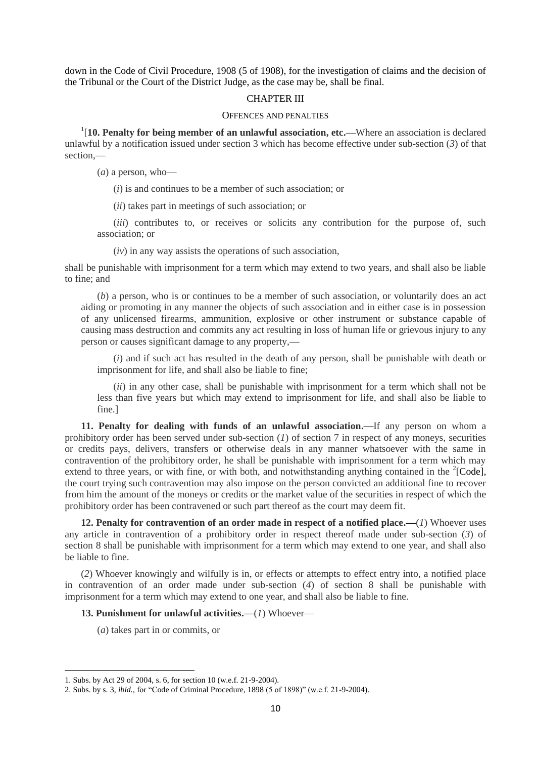down in the Code of Civil Procedure, 1908 (5 of 1908), for the investigation of claims and the decision of the Tribunal or the Court of the District Judge, as the case may be, shall be final.

## CHAPTER III

### OFFENCES AND PENALTIES

[1][**10. Penalty for being member of an unlawful association, etc.**—Where an association is declared unlawful by a notification issued under section 3 which has become effective under sub-section (*3*) of that section,—

(*a*) a person, who—

(*i*) is and continues to be a member of such association; or

(*ii*) takes part in meetings of such association; or

(*iii*) contributes to, or receives or solicits any contribution for the purpose of, such association; or

(*iv*) in any way assists the operations of such association,

shall be punishable with imprisonment for a term which may extend to two years, and shall also be liable to fine; and

(*b*) a person, who is or continues to be a member of such association, or voluntarily does an act aiding or promoting in any manner the objects of such association and in either case is in possession of any unlicensed firearms, ammunition, explosive or other instrument or substance capable of causing mass destruction and commits any act resulting in loss of human life or grievous injury to any person or causes significant damage to any property,—

(*i*) and if such act has resulted in the death of any person, shall be punishable with death or imprisonment for life, and shall also be liable to fine;

(*ii*) in any other case, shall be punishable with imprisonment for a term which shall not be less than five years but which may extend to imprisonment for life, and shall also be liable to fine.]

**11. Penalty for dealing with funds of an unlawful association.—**If any person on whom a prohibitory order has been served under sub-section (*1*) of section 7 in respect of any moneys, securities or credits pays, delivers, transfers or otherwise deals in any manner whatsoever with the same in contravention of the prohibitory order, he shall be punishable with imprisonment for a term which may extend to three years, or with fine, or with both, and notwithstanding anything contained in the [2][Code], the court trying such contravention may also impose on the person convicted an additional fine to recover from him the amount of the moneys or credits or the market value of the securities in respect of which the prohibitory order has been contravened or such part thereof as the court may deem fit.

**12. Penalty for contravention of an order made in respect of a notified place.—**(*1*) Whoever uses any article in contravention of a prohibitory order in respect thereof made under sub-section (*3*) of section 8 shall be punishable with imprisonment for a term which may extend to one year, and shall also be liable to fine.

(*2*) Whoever knowingly and wilfully is in, or effects or attempts to effect entry into, a notified place in contravention of an order made under sub-section (*4*) of section 8 shall be punishable with imprisonment for a term which may extend to one year, and shall also be liable to fine.

**13. Punishment for unlawful activities.—**(*1*) Whoever—

(*a*) takes part in or commits, or

---

1. Subs. by Act 29 of 2004, s. 6, for section 10 (w.e.f. 21-9-2004).
2. Subs. by s. 3, *ibid.*, for "Code of Criminal Procedure, 1898 (5 of 1898)" (w.e.f. 21-9-2004).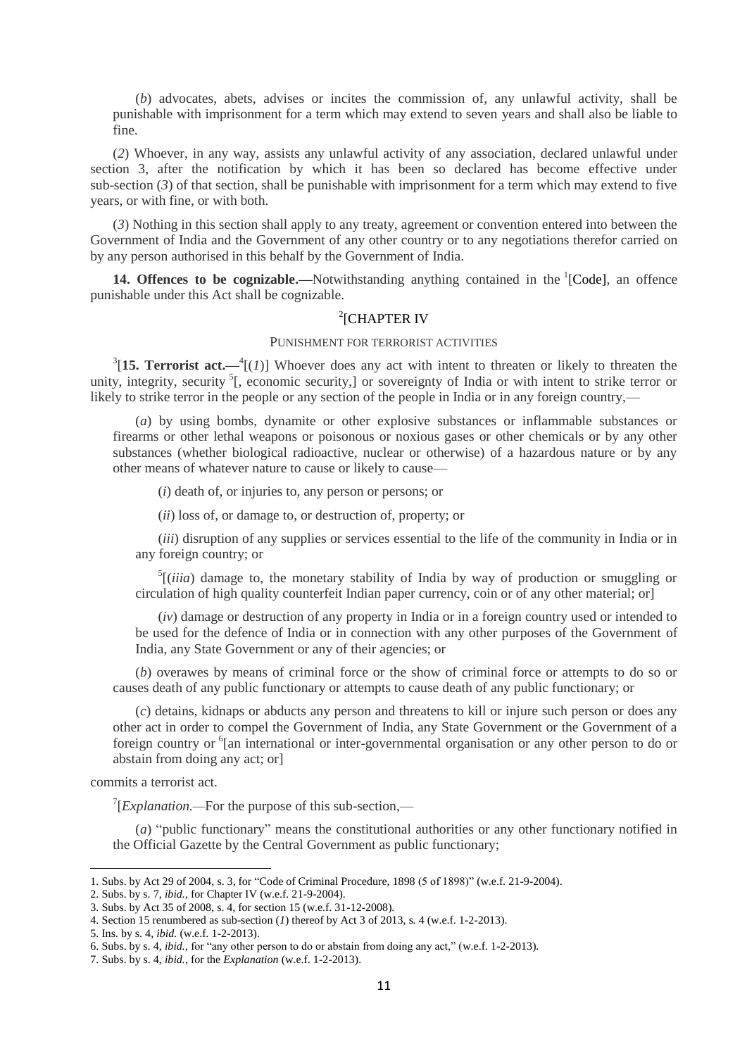(*b*) advocates, abets, advises or incites the commission of, any unlawful activity, shall be punishable with imprisonment for a term which may extend to seven years and shall also be liable to fine.

(*2*) Whoever, in any way, assists any unlawful activity of any association, declared unlawful under section 3, after the notification by which it has been so declared has become effective under sub-section (*3*) of that section, shall be punishable with imprisonment for a term which may extend to five years, or with fine, or with both.

(*3*) Nothing in this section shall apply to any treaty, agreement or convention entered into between the Government of India and the Government of any other country or to any negotiations therefor carried on by any person authorised in this behalf by the Government of India.

**14. Offences to be cognizable.—**Notwithstanding anything contained in the [1][Code], an offence punishable under this Act shall be cognizable.

[2][CHAPTER IV

PUNISHMENT FOR TERRORIST ACTIVITIES

[3][**15. Terrorist act.—**[4][(*1*)] Whoever does any act with intent to threaten or likely to threaten the unity, integrity, security [5][, economic security,] or sovereignty of India or with intent to strike terror or likely to strike terror in the people or any section of the people in India or in any foreign country,—

(*a*) by using bombs, dynamite or other explosive substances or inflammable substances or firearms or other lethal weapons or poisonous or noxious gases or other chemicals or by any other substances (whether biological radioactive, nuclear or otherwise) of a hazardous nature or by any other means of whatever nature to cause or likely to cause—

(*i*) death of, or injuries to, any person or persons; or

(*ii*) loss of, or damage to, or destruction of, property; or

(*iii*) disruption of any supplies or services essential to the life of the community in India or in any foreign country; or

[5][(*iiia*) damage to, the monetary stability of India by way of production or smuggling or circulation of high quality counterfeit Indian paper currency, coin or of any other material; or]

(*iv*) damage or destruction of any property in India or in a foreign country used or intended to be used for the defence of India or in connection with any other purposes of the Government of India, any State Government or any of their agencies; or

(*b*) overawes by means of criminal force or the show of criminal force or attempts to do so or causes death of any public functionary or attempts to cause death of any public functionary; or

(*c*) detains, kidnaps or abducts any person and threatens to kill or injure such person or does any other act in order to compel the Government of India, any State Government or the Government of a foreign country or [6][an international or inter-governmental organisation or any other person to do or abstain from doing any act; or]

commits a terrorist act.

[7][*Explanation.*—For the purpose of this sub-section,—

(*a*) "public functionary" means the constitutional authorities or any other functionary notified in the Official Gazette by the Central Government as public functionary;

---

1. Subs. by Act 29 of 2004, s. 3, for "Code of Criminal Procedure, 1898 (5 of 1898)" (w.e.f. 21-9-2004).
2. Subs. by s. 7, *ibid.*, for Chapter IV (w.e.f. 21-9-2004).
3. Subs. by Act 35 of 2008, s. 4, for section 15 (w.e.f. 31-12-2008).
4. Section 15 renumbered as sub-section (*1*) thereof by Act 3 of 2013, s. 4 (w.e.f. 1-2-2013).
5. Ins. by s. 4, *ibid.* (w.e.f. 1-2-2013).
6. Subs. by s. 4, *ibid.*, for "any other person to do or abstain from doing any act," (w.e.f. 1-2-2013).
7. Subs. by s. 4, *ibid.*, for the *Explanation* (w.e.f. 1-2-2013).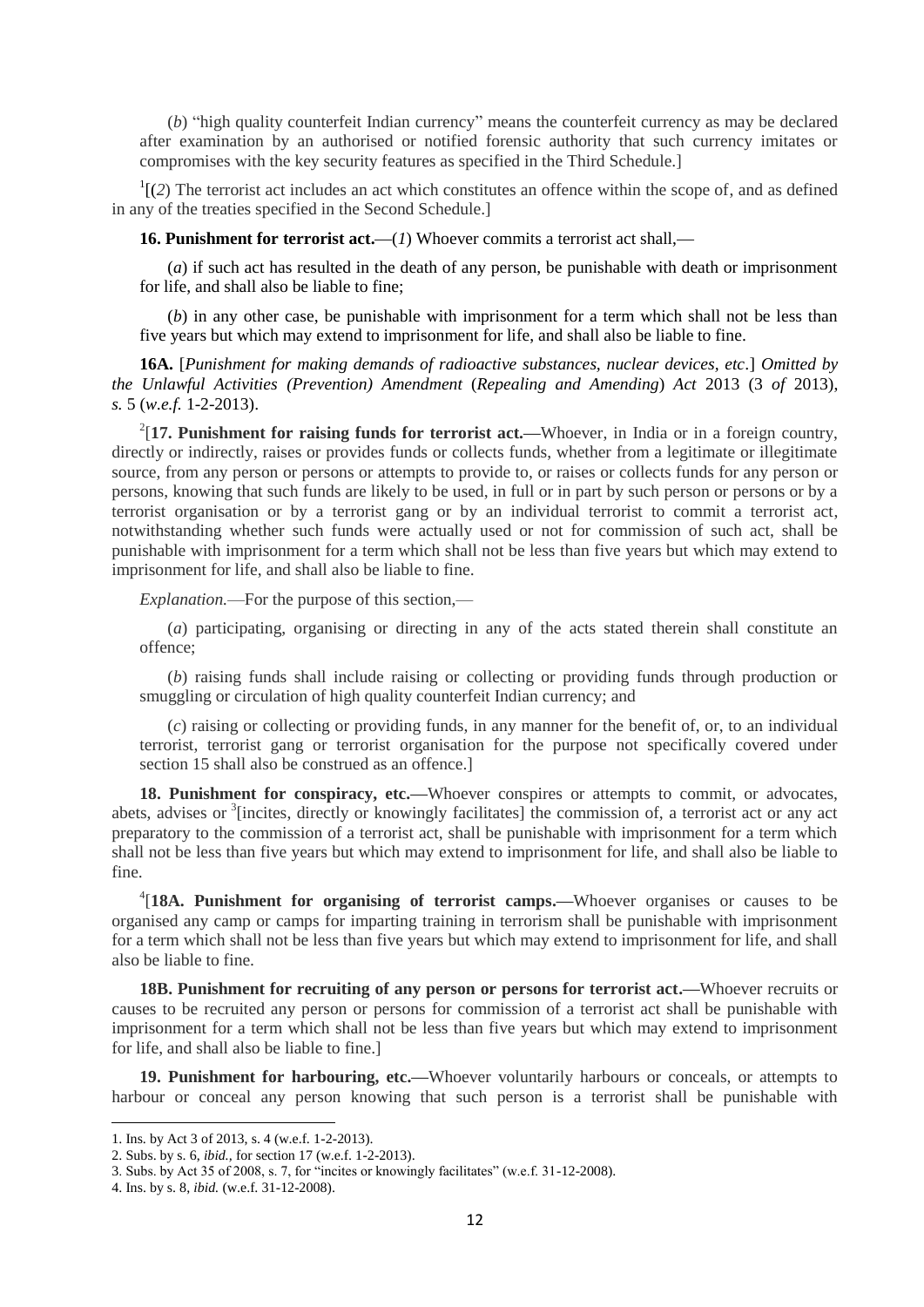(*b*) "high quality counterfeit Indian currency" means the counterfeit currency as may be declared after examination by an authorised or notified forensic authority that such currency imitates or compromises with the key security features as specified in the Third Schedule.]

[1][(*2*) The terrorist act includes an act which constitutes an offence within the scope of, and as defined in any of the treaties specified in the Second Schedule.]

**16. Punishment for terrorist act.**—(*1*) Whoever commits a terrorist act shall,—

(*a*) if such act has resulted in the death of any person, be punishable with death or imprisonment for life, and shall also be liable to fine;

(*b*) in any other case, be punishable with imprisonment for a term which shall not be less than five years but which may extend to imprisonment for life, and shall also be liable to fine.

**16A.** [*Punishment for making demands of radioactive substances, nuclear devices, etc.*] *Omitted by the Unlawful Activities (Prevention) Amendment* (*Repealing and Amending*) *Act* 2013 (3 *of* 2013), *s.* 5 (*w.e.f.* 1-2-2013).

[2][**17. Punishment for raising funds for terrorist act.**—Whoever, in India or in a foreign country, directly or indirectly, raises or provides funds or collects funds, whether from a legitimate or illegitimate source, from any person or persons or attempts to provide to, or raises or collects funds for any person or persons, knowing that such funds are likely to be used, in full or in part by such person or persons or by a terrorist organisation or by a terrorist gang or by an individual terrorist to commit a terrorist act, notwithstanding whether such funds were actually used or not for commission of such act, shall be punishable with imprisonment for a term which shall not be less than five years but which may extend to imprisonment for life, and shall also be liable to fine.

*Explanation.*—For the purpose of this section,—

(*a*) participating, organising or directing in any of the acts stated therein shall constitute an offence;

(*b*) raising funds shall include raising or collecting or providing funds through production or smuggling or circulation of high quality counterfeit Indian currency; and

(*c*) raising or collecting or providing funds, in any manner for the benefit of, or, to an individual terrorist, terrorist gang or terrorist organisation for the purpose not specifically covered under section 15 shall also be construed as an offence.]

**18. Punishment for conspiracy, etc.**—Whoever conspires or attempts to commit, or advocates, abets, advises or [3][incites, directly or knowingly facilitates] the commission of, a terrorist act or any act preparatory to the commission of a terrorist act, shall be punishable with imprisonment for a term which shall not be less than five years but which may extend to imprisonment for life, and shall also be liable to fine.

[4][**18A. Punishment for organising of terrorist camps.**—Whoever organises or causes to be organised any camp or camps for imparting training in terrorism shall be punishable with imprisonment for a term which shall not be less than five years but which may extend to imprisonment for life, and shall also be liable to fine.

**18B. Punishment for recruiting of any person or persons for terrorist act.**—Whoever recruits or causes to be recruited any person or persons for commission of a terrorist act shall be punishable with imprisonment for a term which shall not be less than five years but which may extend to imprisonment for life, and shall also be liable to fine.]

**19. Punishment for harbouring, etc.**—Whoever voluntarily harbours or conceals, or attempts to harbour or conceal any person knowing that such person is a terrorist shall be punishable with

---

1. Ins. by Act 3 of 2013, s. 4 (w.e.f. 1-2-2013).
2. Subs. by s. 6, *ibid.*, for section 17 (w.e.f. 1-2-2013).
3. Subs. by Act 35 of 2008, s. 7, for "incites or knowingly facilitates" (w.e.f. 31-12-2008).
4. Ins. by s. 8, *ibid.* (w.e.f. 31-12-2008).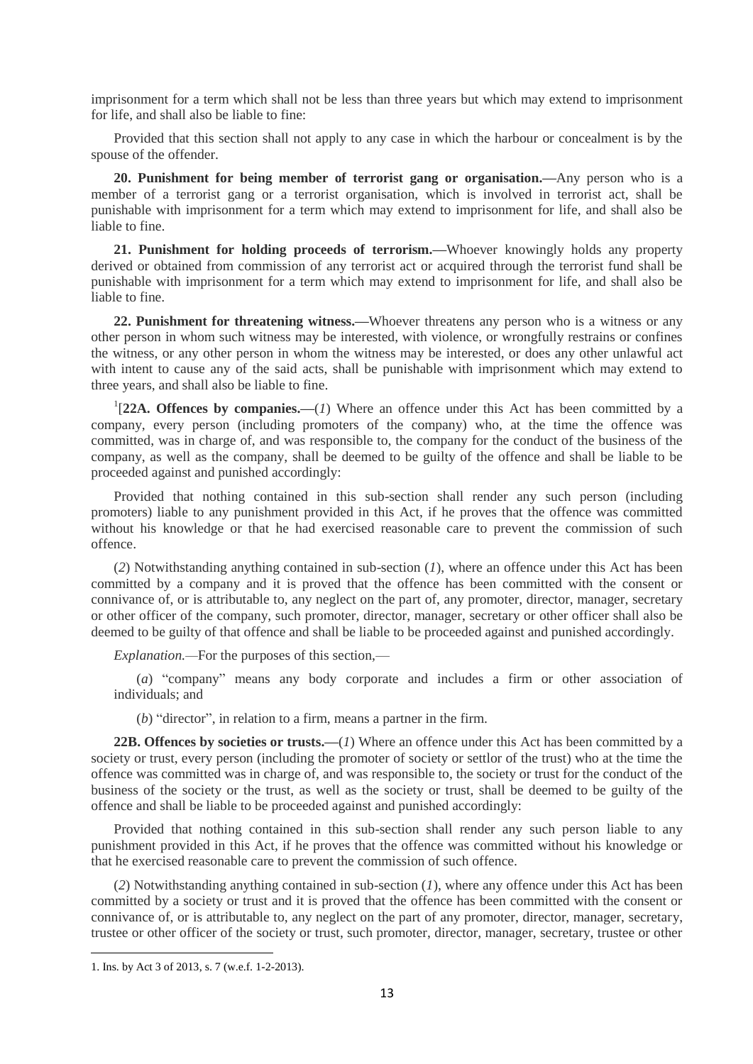imprisonment for a term which shall not be less than three years but which may extend to imprisonment for life, and shall also be liable to fine:

Provided that this section shall not apply to any case in which the harbour or concealment is by the spouse of the offender.

**20. Punishment for being member of terrorist gang or organisation.—**Any person who is a member of a terrorist gang or a terrorist organisation, which is involved in terrorist act, shall be punishable with imprisonment for a term which may extend to imprisonment for life, and shall also be liable to fine.

**21. Punishment for holding proceeds of terrorism.—**Whoever knowingly holds any property derived or obtained from commission of any terrorist act or acquired through the terrorist fund shall be punishable with imprisonment for a term which may extend to imprisonment for life, and shall also be liable to fine.

**22. Punishment for threatening witness.—**Whoever threatens any person who is a witness or any other person in whom such witness may be interested, with violence, or wrongfully restrains or confines the witness, or any other person in whom the witness may be interested, or does any other unlawful act with intent to cause any of the said acts, shall be punishable with imprisonment which may extend to three years, and shall also be liable to fine.

[1][**22A. Offences by companies.—**(*1*) Where an offence under this Act has been committed by a company, every person (including promoters of the company) who, at the time the offence was committed, was in charge of, and was responsible to, the company for the conduct of the business of the company, as well as the company, shall be deemed to be guilty of the offence and shall be liable to be proceeded against and punished accordingly:

Provided that nothing contained in this sub-section shall render any such person (including promoters) liable to any punishment provided in this Act, if he proves that the offence was committed without his knowledge or that he had exercised reasonable care to prevent the commission of such offence.

(*2*) Notwithstanding anything contained in sub-section (*1*), where an offence under this Act has been committed by a company and it is proved that the offence has been committed with the consent or connivance of, or is attributable to, any neglect on the part of, any promoter, director, manager, secretary or other officer of the company, such promoter, director, manager, secretary or other officer shall also be deemed to be guilty of that offence and shall be liable to be proceeded against and punished accordingly.

*Explanation.—*For the purposes of this section,—

(*a*) "company" means any body corporate and includes a firm or other association of individuals; and

(*b*) "director", in relation to a firm, means a partner in the firm.

**22B. Offences by societies or trusts.—**(*1*) Where an offence under this Act has been committed by a society or trust, every person (including the promoter of society or settlor of the trust) who at the time the offence was committed was in charge of, and was responsible to, the society or trust for the conduct of the business of the society or the trust, as well as the society or trust, shall be deemed to be guilty of the offence and shall be liable to be proceeded against and punished accordingly:

Provided that nothing contained in this sub-section shall render any such person liable to any punishment provided in this Act, if he proves that the offence was committed without his knowledge or that he exercised reasonable care to prevent the commission of such offence.

(*2*) Notwithstanding anything contained in sub-section (*1*), where any offence under this Act has been committed by a society or trust and it is proved that the offence has been committed with the consent or connivance of, or is attributable to, any neglect on the part of any promoter, director, manager, secretary, trustee or other officer of the society or trust, such promoter, director, manager, secretary, trustee or other

1. Ins. by Act 3 of 2013, s. 7 (w.e.f. 1-2-2013).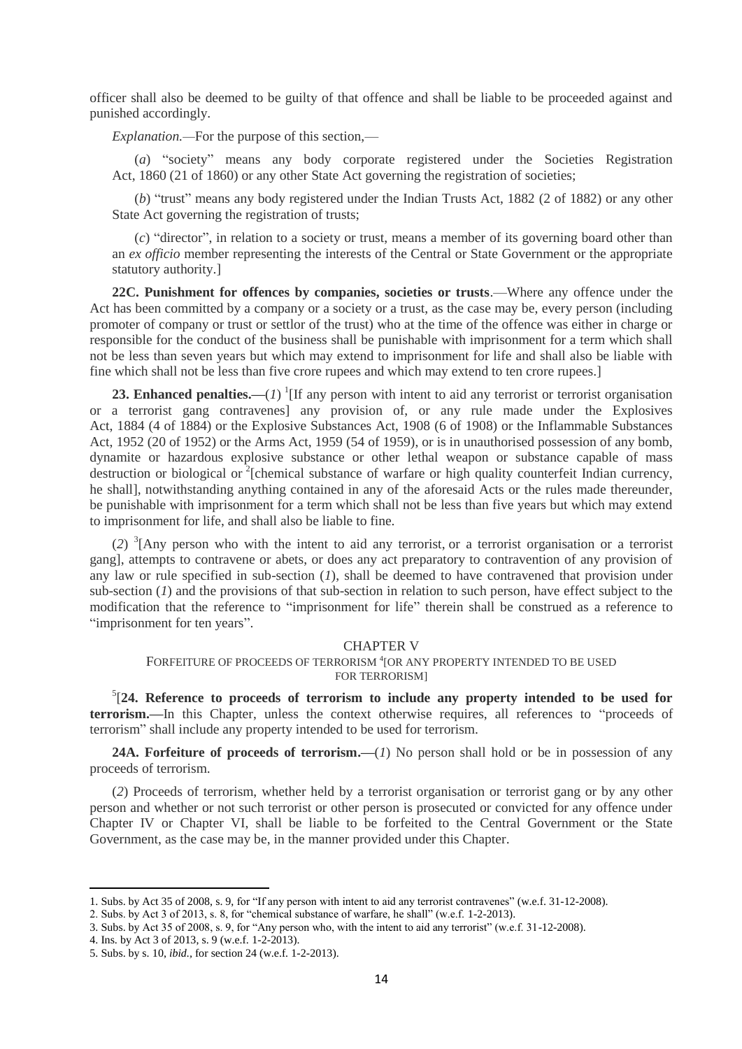officer shall also be deemed to be guilty of that offence and shall be liable to be proceeded against and punished accordingly.

*Explanation.*—For the purpose of this section,—

(*a*) "society" means any body corporate registered under the Societies Registration Act, 1860 (21 of 1860) or any other State Act governing the registration of societies;

(*b*) "trust" means any body registered under the Indian Trusts Act, 1882 (2 of 1882) or any other State Act governing the registration of trusts;

(*c*) "director", in relation to a society or trust, means a member of its governing board other than an *ex officio* member representing the interests of the Central or State Government or the appropriate statutory authority.]

**22C. Punishment for offences by companies, societies or trusts**.—Where any offence under the Act has been committed by a company or a society or a trust, as the case may be, every person (including promoter of company or trust or settlor of the trust) who at the time of the offence was either in charge or responsible for the conduct of the business shall be punishable with imprisonment for a term which shall not be less than seven years but which may extend to imprisonment for life and shall also be liable with fine which shall not be less than five crore rupees and which may extend to ten crore rupees.]

**23. Enhanced penalties.**—(*1*) [1][If any person with intent to aid any terrorist or terrorist organisation or a terrorist gang contravenes] any provision of, or any rule made under the Explosives Act, 1884 (4 of 1884) or the Explosive Substances Act, 1908 (6 of 1908) or the Inflammable Substances Act, 1952 (20 of 1952) or the Arms Act, 1959 (54 of 1959), or is in unauthorised possession of any bomb, dynamite or hazardous explosive substance or other lethal weapon or substance capable of mass destruction or biological or [2][chemical substance of warfare or high quality counterfeit Indian currency, he shall], notwithstanding anything contained in any of the aforesaid Acts or the rules made thereunder, be punishable with imprisonment for a term which shall not be less than five years but which may extend to imprisonment for life, and shall also be liable to fine.

(*2*) [3][Any person who with the intent to aid any terrorist, or a terrorist organisation or a terrorist gang], attempts to contravene or abets, or does any act preparatory to contravention of any provision of any law or rule specified in sub-section (*1*), shall be deemed to have contravened that provision under sub-section (*1*) and the provisions of that sub-section in relation to such person, have effect subject to the modification that the reference to "imprisonment for life" therein shall be construed as a reference to "imprisonment for ten years".

## CHAPTER V

### FORFEITURE OF PROCEEDS OF TERRORISM [4][OR ANY PROPERTY INTENDED TO BE USED FOR TERRORISM]

[5][**24. Reference to proceeds of terrorism to include any property intended to be used for terrorism.**—In this Chapter, unless the context otherwise requires, all references to "proceeds of terrorism" shall include any property intended to be used for terrorism.

**24A. Forfeiture of proceeds of terrorism.**—(*1*) No person shall hold or be in possession of any proceeds of terrorism.

(*2*) Proceeds of terrorism, whether held by a terrorist organisation or terrorist gang or by any other person and whether or not such terrorist or other person is prosecuted or convicted for any offence under Chapter IV or Chapter VI, shall be liable to be forfeited to the Central Government or the State Government, as the case may be, in the manner provided under this Chapter.

---

1. Subs. by Act 35 of 2008, s. 9, for "If any person with intent to aid any terrorist contravenes" (w.e.f. 31-12-2008).
2. Subs. by Act 3 of 2013, s. 8, for "chemical substance of warfare, he shall" (w.e.f. 1-2-2013).
3. Subs. by Act 35 of 2008, s. 9, for "Any person who, with the intent to aid any terrorist" (w.e.f. 31-12-2008).
4. Ins. by Act 3 of 2013, s. 9 (w.e.f. 1-2-2013).
5. Subs. by s. 10, *ibid.*, for section 24 (w.e.f. 1-2-2013).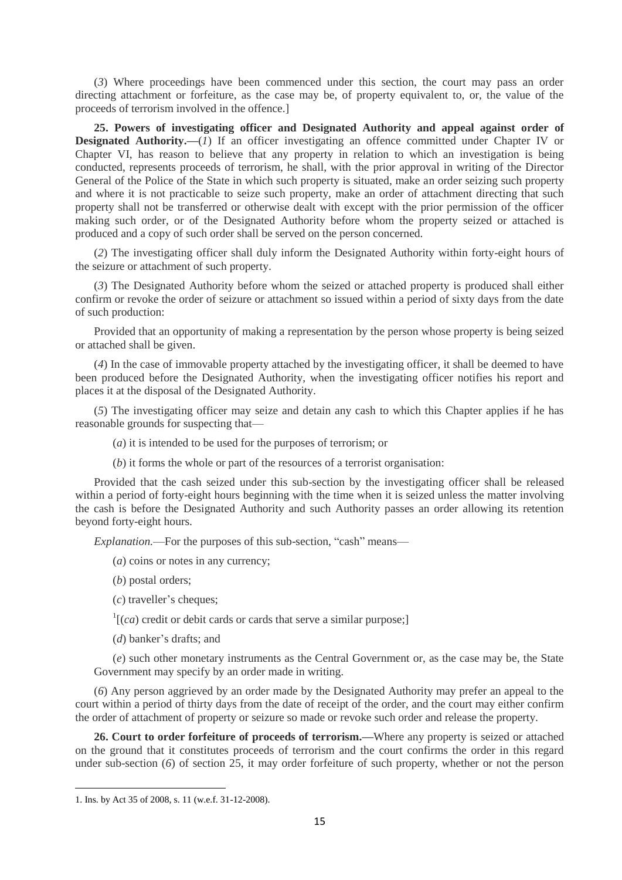(*3*) Where proceedings have been commenced under this section, the court may pass an order directing attachment or forfeiture, as the case may be, of property equivalent to, or, the value of the proceeds of terrorism involved in the offence.]

**25. Powers of investigating officer and Designated Authority and appeal against order of Designated Authority.—**(*1*) If an officer investigating an offence committed under Chapter IV or Chapter VI, has reason to believe that any property in relation to which an investigation is being conducted, represents proceeds of terrorism, he shall, with the prior approval in writing of the Director General of the Police of the State in which such property is situated, make an order seizing such property and where it is not practicable to seize such property, make an order of attachment directing that such property shall not be transferred or otherwise dealt with except with the prior permission of the officer making such order, or of the Designated Authority before whom the property seized or attached is produced and a copy of such order shall be served on the person concerned.

(*2*) The investigating officer shall duly inform the Designated Authority within forty-eight hours of the seizure or attachment of such property.

(*3*) The Designated Authority before whom the seized or attached property is produced shall either confirm or revoke the order of seizure or attachment so issued within a period of sixty days from the date of such production:

Provided that an opportunity of making a representation by the person whose property is being seized or attached shall be given.

(*4*) In the case of immovable property attached by the investigating officer, it shall be deemed to have been produced before the Designated Authority, when the investigating officer notifies his report and places it at the disposal of the Designated Authority.

(*5*) The investigating officer may seize and detain any cash to which this Chapter applies if he has reasonable grounds for suspecting that—

(*a*) it is intended to be used for the purposes of terrorism; or

(*b*) it forms the whole or part of the resources of a terrorist organisation:

Provided that the cash seized under this sub-section by the investigating officer shall be released within a period of forty-eight hours beginning with the time when it is seized unless the matter involving the cash is before the Designated Authority and such Authority passes an order allowing its retention beyond forty-eight hours.

*Explanation.*—For the purposes of this sub-section, "cash" means—

(*a*) coins or notes in any currency;

(*b*) postal orders;

(*c*) traveller's cheques;

[1][(*ca*) credit or debit cards or cards that serve a similar purpose;]

(*d*) banker's drafts; and

(*e*) such other monetary instruments as the Central Government or, as the case may be, the State Government may specify by an order made in writing.

(*6*) Any person aggrieved by an order made by the Designated Authority may prefer an appeal to the court within a period of thirty days from the date of receipt of the order, and the court may either confirm the order of attachment of property or seizure so made or revoke such order and release the property.

**26. Court to order forfeiture of proceeds of terrorism.—**Where any property is seized or attached on the ground that it constitutes proceeds of terrorism and the court confirms the order in this regard under sub-section (*6*) of section 25, it may order forfeiture of such property, whether or not the person

1. Ins. by Act 35 of 2008, s. 11 (w.e.f. 31-12-2008).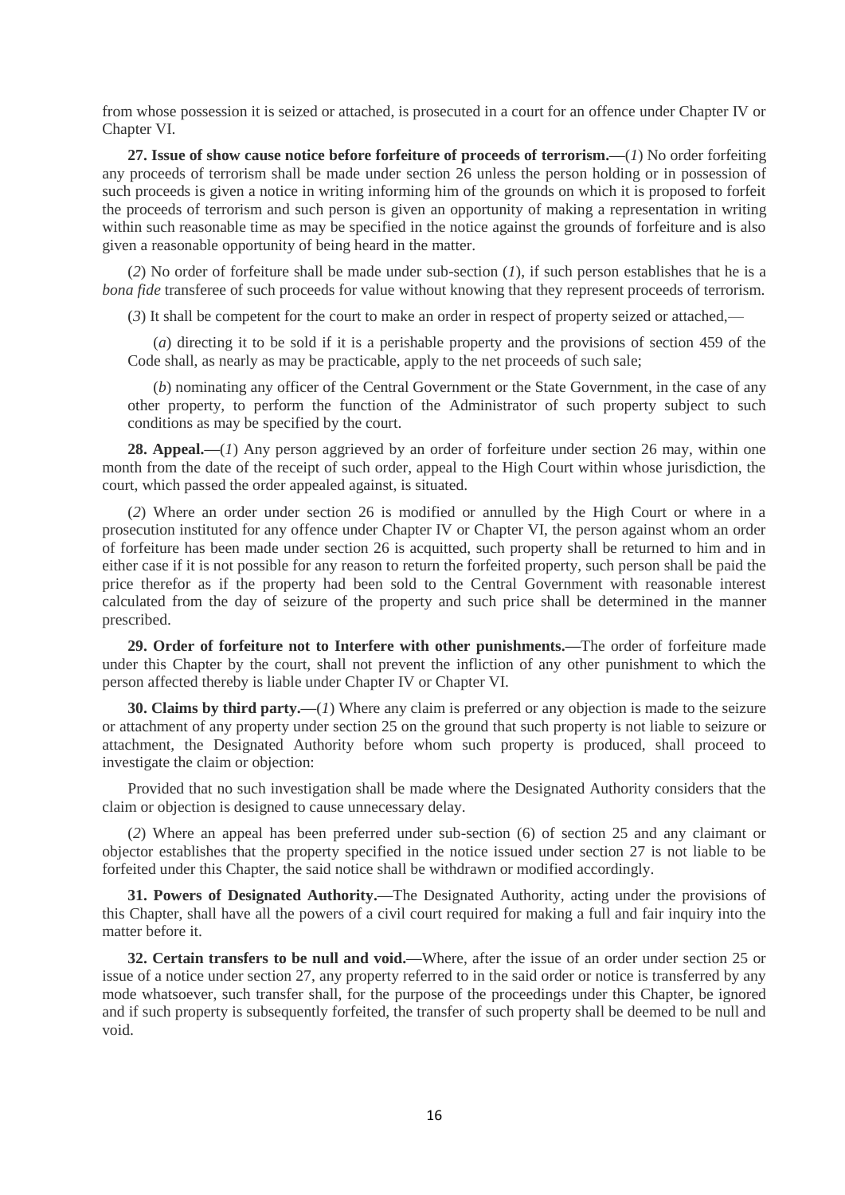from whose possession it is seized or attached, is prosecuted in a court for an offence under Chapter IV or Chapter VI.

**27. Issue of show cause notice before forfeiture of proceeds of terrorism.**—(*1*) No order forfeiting any proceeds of terrorism shall be made under section 26 unless the person holding or in possession of such proceeds is given a notice in writing informing him of the grounds on which it is proposed to forfeit the proceeds of terrorism and such person is given an opportunity of making a representation in writing within such reasonable time as may be specified in the notice against the grounds of forfeiture and is also given a reasonable opportunity of being heard in the matter.

(*2*) No order of forfeiture shall be made under sub-section (*1*), if such person establishes that he is a *bona fide* transferee of such proceeds for value without knowing that they represent proceeds of terrorism.

(*3*) It shall be competent for the court to make an order in respect of property seized or attached,—

(*a*) directing it to be sold if it is a perishable property and the provisions of section 459 of the Code shall, as nearly as may be practicable, apply to the net proceeds of such sale;

(*b*) nominating any officer of the Central Government or the State Government, in the case of any other property, to perform the function of the Administrator of such property subject to such conditions as may be specified by the court.

**28. Appeal.**—(*1*) Any person aggrieved by an order of forfeiture under section 26 may, within one month from the date of the receipt of such order, appeal to the High Court within whose jurisdiction, the court, which passed the order appealed against, is situated.

(*2*) Where an order under section 26 is modified or annulled by the High Court or where in a prosecution instituted for any offence under Chapter IV or Chapter VI, the person against whom an order of forfeiture has been made under section 26 is acquitted, such property shall be returned to him and in either case if it is not possible for any reason to return the forfeited property, such person shall be paid the price therefor as if the property had been sold to the Central Government with reasonable interest calculated from the day of seizure of the property and such price shall be determined in the manner prescribed.

**29. Order of forfeiture not to Interfere with other punishments.**—The order of forfeiture made under this Chapter by the court, shall not prevent the infliction of any other punishment to which the person affected thereby is liable under Chapter IV or Chapter VI.

**30. Claims by third party.**—(*1*) Where any claim is preferred or any objection is made to the seizure or attachment of any property under section 25 on the ground that such property is not liable to seizure or attachment, the Designated Authority before whom such property is produced, shall proceed to investigate the claim or objection:

Provided that no such investigation shall be made where the Designated Authority considers that the claim or objection is designed to cause unnecessary delay.

(*2*) Where an appeal has been preferred under sub-section (6) of section 25 and any claimant or objector establishes that the property specified in the notice issued under section 27 is not liable to be forfeited under this Chapter, the said notice shall be withdrawn or modified accordingly.

**31. Powers of Designated Authority.**—The Designated Authority, acting under the provisions of this Chapter, shall have all the powers of a civil court required for making a full and fair inquiry into the matter before it.

**32. Certain transfers to be null and void.**—Where, after the issue of an order under section 25 or issue of a notice under section 27, any property referred to in the said order or notice is transferred by any mode whatsoever, such transfer shall, for the purpose of the proceedings under this Chapter, be ignored and if such property is subsequently forfeited, the transfer of such property shall be deemed to be null and void.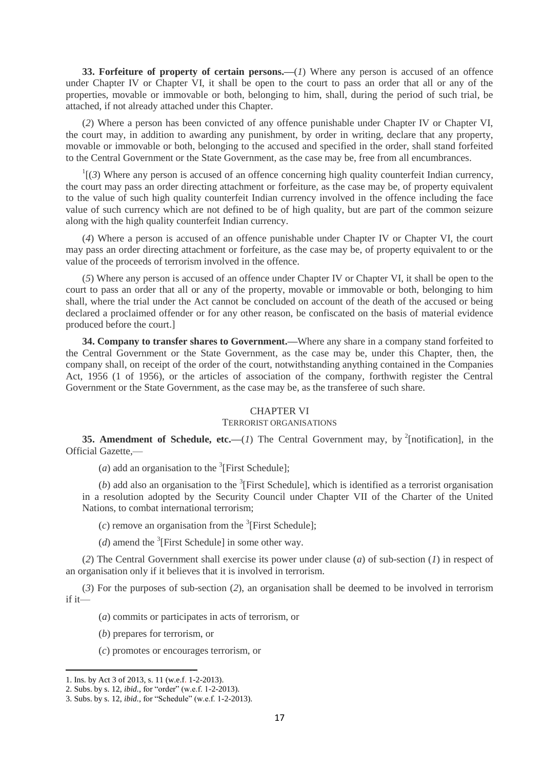**33. Forfeiture of property of certain persons.—**(*1*) Where any person is accused of an offence under Chapter IV or Chapter VI, it shall be open to the court to pass an order that all or any of the properties, movable or immovable or both, belonging to him, shall, during the period of such trial, be attached, if not already attached under this Chapter.

(*2*) Where a person has been convicted of any offence punishable under Chapter IV or Chapter VI, the court may, in addition to awarding any punishment, by order in writing, declare that any property, movable or immovable or both, belonging to the accused and specified in the order, shall stand forfeited to the Central Government or the State Government, as the case may be, free from all encumbrances.

[1][(*3*) Where any person is accused of an offence concerning high quality counterfeit Indian currency, the court may pass an order directing attachment or forfeiture, as the case may be, of property equivalent to the value of such high quality counterfeit Indian currency involved in the offence including the face value of such currency which are not defined to be of high quality, but are part of the common seizure along with the high quality counterfeit Indian currency.

(*4*) Where a person is accused of an offence punishable under Chapter IV or Chapter VI, the court may pass an order directing attachment or forfeiture, as the case may be, of property equivalent to or the value of the proceeds of terrorism involved in the offence.

(*5*) Where any person is accused of an offence under Chapter IV or Chapter VI, it shall be open to the court to pass an order that all or any of the property, movable or immovable or both, belonging to him shall, where the trial under the Act cannot be concluded on account of the death of the accused or being declared a proclaimed offender or for any other reason, be confiscated on the basis of material evidence produced before the court.]

**34. Company to transfer shares to Government.—**Where any share in a company stand forfeited to the Central Government or the State Government, as the case may be, under this Chapter, then, the company shall, on receipt of the order of the court, notwithstanding anything contained in the Companies Act, 1956 (1 of 1956), or the articles of association of the company, forthwith register the Central Government or the State Government, as the case may be, as the transferee of such share.

## CHAPTER VI

### TERRORIST ORGANISATIONS

**35. Amendment of Schedule, etc.—**(*1*) The Central Government may, by [2][notification], in the Official Gazette,—

(*a*) add an organisation to the [3][First Schedule];

(*b*) add also an organisation to the [3][First Schedule], which is identified as a terrorist organisation in a resolution adopted by the Security Council under Chapter VII of the Charter of the United Nations, to combat international terrorism;

(*c*) remove an organisation from the [3][First Schedule];

(*d*) amend the [3][First Schedule] in some other way.

(*2*) The Central Government shall exercise its power under clause (*a*) of sub-section (*1*) in respect of an organisation only if it believes that it is involved in terrorism.

(*3*) For the purposes of sub-section (*2*), an organisation shall be deemed to be involved in terrorism if it—

(*a*) commits or participates in acts of terrorism, or

(*b*) prepares for terrorism, or

(*c*) promotes or encourages terrorism, or

---

1. Ins. by Act 3 of 2013, s. 11 (w.e.f. 1-2-2013).
2. Subs. by s. 12, *ibid.*, for "order" (w.e.f. 1-2-2013).
3. Subs. by s. 12, *ibid.*, for "Schedule" (w.e.f. 1-2-2013).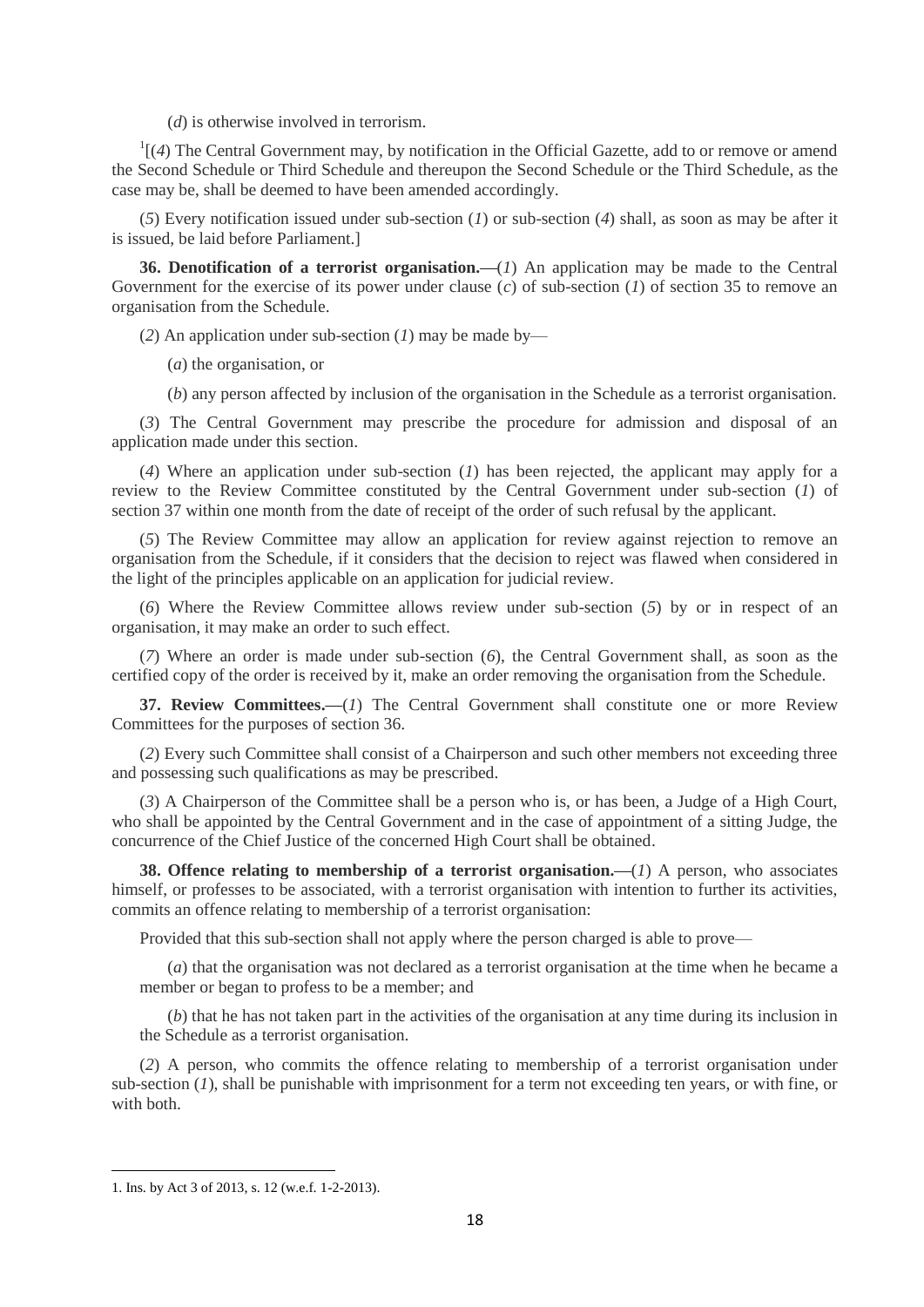(*d*) is otherwise involved in terrorism.

[1][(*4*) The Central Government may, by notification in the Official Gazette, add to or remove or amend the Second Schedule or Third Schedule and thereupon the Second Schedule or the Third Schedule, as the case may be, shall be deemed to have been amended accordingly.

(*5*) Every notification issued under sub-section (*1*) or sub-section (*4*) shall, as soon as may be after it is issued, be laid before Parliament.]

**36. Denotification of a terrorist organisation.—**(*1*) An application may be made to the Central Government for the exercise of its power under clause (*c*) of sub-section (*1*) of section 35 to remove an organisation from the Schedule.

(*2*) An application under sub-section (*1*) may be made by—

(*a*) the organisation, or

(*b*) any person affected by inclusion of the organisation in the Schedule as a terrorist organisation.

(*3*) The Central Government may prescribe the procedure for admission and disposal of an application made under this section.

(*4*) Where an application under sub-section (*1*) has been rejected, the applicant may apply for a review to the Review Committee constituted by the Central Government under sub-section (*1*) of section 37 within one month from the date of receipt of the order of such refusal by the applicant.

(*5*) The Review Committee may allow an application for review against rejection to remove an organisation from the Schedule, if it considers that the decision to reject was flawed when considered in the light of the principles applicable on an application for judicial review.

(*6*) Where the Review Committee allows review under sub-section (*5*) by or in respect of an organisation, it may make an order to such effect.

(*7*) Where an order is made under sub-section (*6*), the Central Government shall, as soon as the certified copy of the order is received by it, make an order removing the organisation from the Schedule.

**37. Review Committees.—**(*1*) The Central Government shall constitute one or more Review Committees for the purposes of section 36.

(*2*) Every such Committee shall consist of a Chairperson and such other members not exceeding three and possessing such qualifications as may be prescribed.

(*3*) A Chairperson of the Committee shall be a person who is, or has been, a Judge of a High Court, who shall be appointed by the Central Government and in the case of appointment of a sitting Judge, the concurrence of the Chief Justice of the concerned High Court shall be obtained.

**38. Offence relating to membership of a terrorist organisation.—**(*1*) A person, who associates himself, or professes to be associated, with a terrorist organisation with intention to further its activities, commits an offence relating to membership of a terrorist organisation:

Provided that this sub-section shall not apply where the person charged is able to prove—

(*a*) that the organisation was not declared as a terrorist organisation at the time when he became a member or began to profess to be a member; and

(*b*) that he has not taken part in the activities of the organisation at any time during its inclusion in the Schedule as a terrorist organisation.

(*2*) A person, who commits the offence relating to membership of a terrorist organisation under sub-section (*1*), shall be punishable with imprisonment for a term not exceeding ten years, or with fine, or with both.

---

1. Ins. by Act 3 of 2013, s. 12 (w.e.f. 1-2-2013).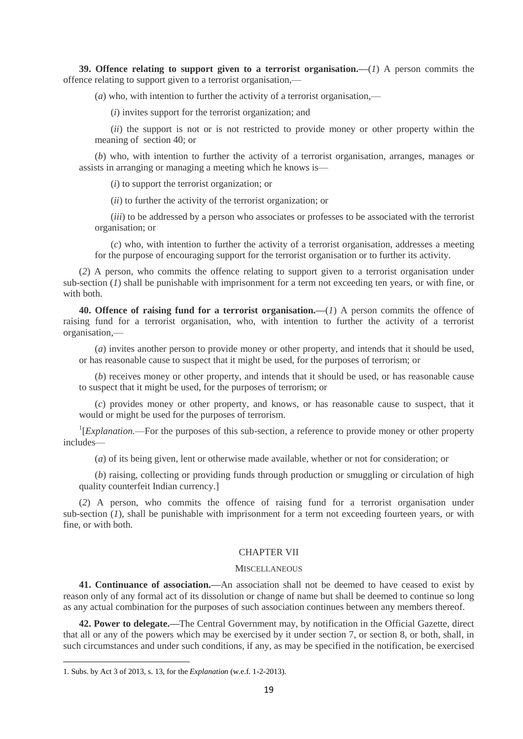**39. Offence relating to support given to a terrorist organisation.**—(*1*) A person commits the offence relating to support given to a terrorist organisation,—

(*a*) who, with intention to further the activity of a terrorist organisation,—

(*i*) invites support for the terrorist organization; and

(*ii*) the support is not or is not restricted to provide money or other property within the meaning of section 40; or

(*b*) who, with intention to further the activity of a terrorist organisation, arranges, manages or assists in arranging or managing a meeting which he knows is—

(*i*) to support the terrorist organization; or

(*ii*) to further the activity of the terrorist organization; or

(*iii*) to be addressed by a person who associates or professes to be associated with the terrorist organisation; or

(*c*) who, with intention to further the activity of a terrorist organisation, addresses a meeting for the purpose of encouraging support for the terrorist organisation or to further its activity.

(*2*) A person, who commits the offence relating to support given to a terrorist organisation under sub-section (*1*) shall be punishable with imprisonment for a term not exceeding ten years, or with fine, or with both.

**40. Offence of raising fund for a terrorist organisation.**—(*1*) A person commits the offence of raising fund for a terrorist organisation, who, with intention to further the activity of a terrorist organisation,—

(*a*) invites another person to provide money or other property, and intends that it should be used, or has reasonable cause to suspect that it might be used, for the purposes of terrorism; or

(*b*) receives money or other property, and intends that it should be used, or has reasonable cause to suspect that it might be used, for the purposes of terrorism; or

(*c*) provides money or other property, and knows, or has reasonable cause to suspect, that it would or might be used for the purposes of terrorism.

[1][*Explanation.*—For the purposes of this sub-section, a reference to provide money or other property includes—

(*a*) of its being given, lent or otherwise made available, whether or not for consideration; or

(*b*) raising, collecting or providing funds through production or smuggling or circulation of high quality counterfeit Indian currency.]

(*2*) A person, who commits the offence of raising fund for a terrorist organisation under sub-section (*1*), shall be punishable with imprisonment for a term not exceeding fourteen years, or with fine, or with both.

## CHAPTER VII

### MISCELLANEOUS

**41. Continuance of association.**—An association shall not be deemed to have ceased to exist by reason only of any formal act of its dissolution or change of name but shall be deemed to continue so long as any actual combination for the purposes of such association continues between any members thereof.

**42. Power to delegate.**—The Central Government may, by notification in the Official Gazette, direct that all or any of the powers which may be exercised by it under section 7, or section 8, or both, shall, in such circumstances and under such conditions, if any, as may be specified in the notification, be exercised

---

1. Subs. by Act 3 of 2013, s. 13, for the *Explanation* (w.e.f. 1-2-2013).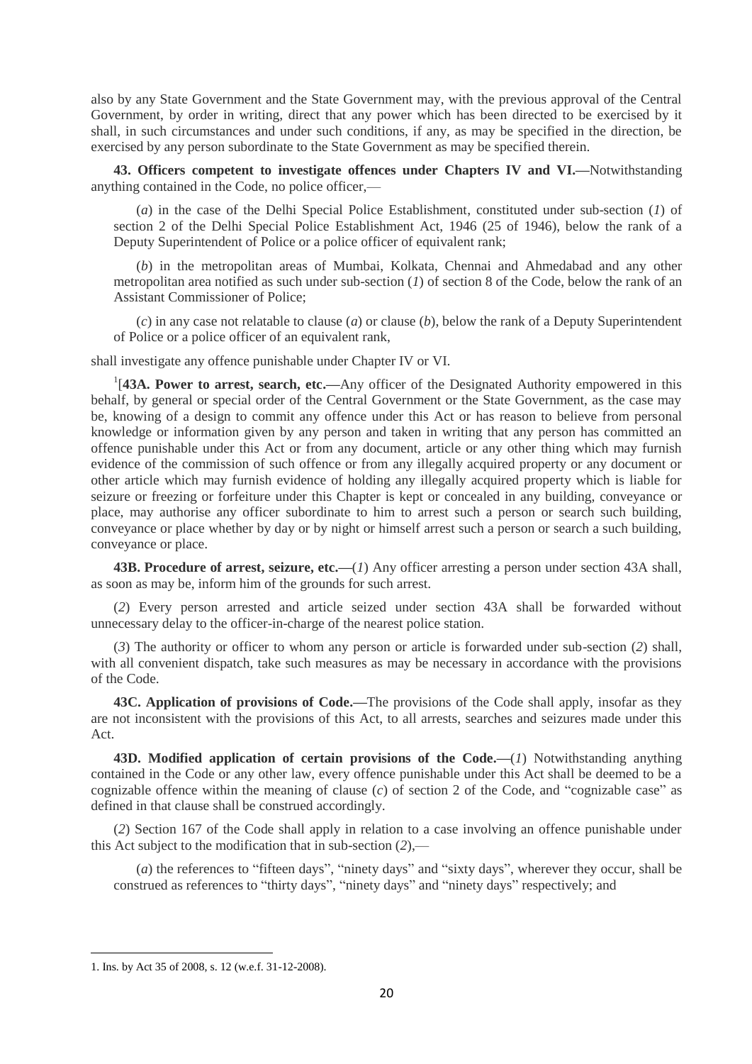also by any State Government and the State Government may, with the previous approval of the Central Government, by order in writing, direct that any power which has been directed to be exercised by it shall, in such circumstances and under such conditions, if any, as may be specified in the direction, be exercised by any person subordinate to the State Government as may be specified therein.

**43. Officers competent to investigate offences under Chapters IV and VI.—**Notwithstanding anything contained in the Code, no police officer,—

(*a*) in the case of the Delhi Special Police Establishment, constituted under sub-section (*1*) of section 2 of the Delhi Special Police Establishment Act, 1946 (25 of 1946), below the rank of a Deputy Superintendent of Police or a police officer of equivalent rank;

(*b*) in the metropolitan areas of Mumbai, Kolkata, Chennai and Ahmedabad and any other metropolitan area notified as such under sub-section (*1*) of section 8 of the Code, below the rank of an Assistant Commissioner of Police;

(*c*) in any case not relatable to clause (*a*) or clause (*b*), below the rank of a Deputy Superintendent of Police or a police officer of an equivalent rank,

shall investigate any offence punishable under Chapter IV or VI.

[1][**43A. Power to arrest, search, etc.—**Any officer of the Designated Authority empowered in this behalf, by general or special order of the Central Government or the State Government, as the case may be, knowing of a design to commit any offence under this Act or has reason to believe from personal knowledge or information given by any person and taken in writing that any person has committed an offence punishable under this Act or from any document, article or any other thing which may furnish evidence of the commission of such offence or from any illegally acquired property or any document or other article which may furnish evidence of holding any illegally acquired property which is liable for seizure or freezing or forfeiture under this Chapter is kept or concealed in any building, conveyance or place, may authorise any officer subordinate to him to arrest such a person or search such building, conveyance or place whether by day or by night or himself arrest such a person or search a such building, conveyance or place.

**43B. Procedure of arrest, seizure, etc.—**(*1*) Any officer arresting a person under section 43A shall, as soon as may be, inform him of the grounds for such arrest.

(*2*) Every person arrested and article seized under section 43A shall be forwarded without unnecessary delay to the officer-in-charge of the nearest police station.

(*3*) The authority or officer to whom any person or article is forwarded under sub-section (*2*) shall, with all convenient dispatch, take such measures as may be necessary in accordance with the provisions of the Code.

**43C. Application of provisions of Code.—**The provisions of the Code shall apply, insofar as they are not inconsistent with the provisions of this Act, to all arrests, searches and seizures made under this Act.

**43D. Modified application of certain provisions of the Code.—**(*1*) Notwithstanding anything contained in the Code or any other law, every offence punishable under this Act shall be deemed to be a cognizable offence within the meaning of clause (*c*) of section 2 of the Code, and "cognizable case" as defined in that clause shall be construed accordingly.

(*2*) Section 167 of the Code shall apply in relation to a case involving an offence punishable under this Act subject to the modification that in sub-section (*2*),—

(*a*) the references to "fifteen days", "ninety days" and "sixty days", wherever they occur, shall be construed as references to "thirty days", "ninety days" and "ninety days" respectively; and

---

1. Ins. by Act 35 of 2008, s. 12 (w.e.f. 31-12-2008).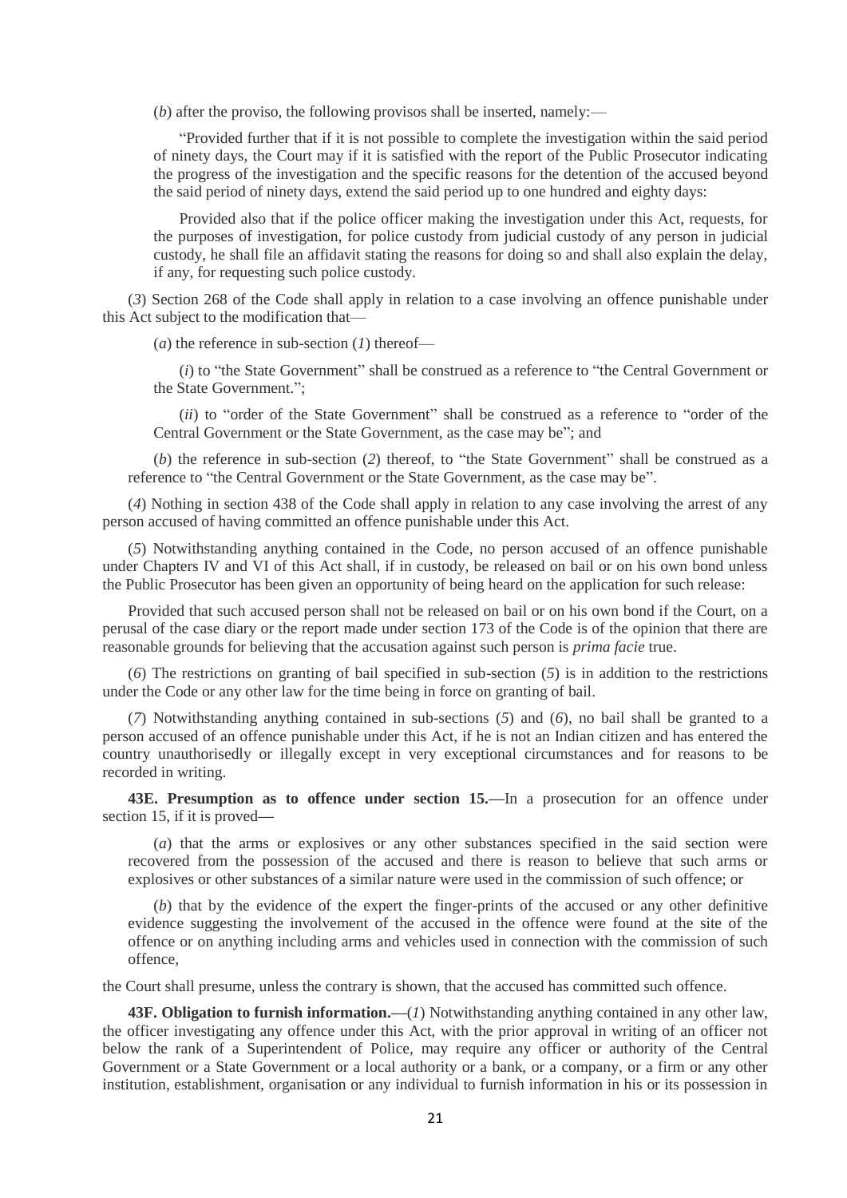(*b*) after the proviso, the following provisos shall be inserted, namely:—

"Provided further that if it is not possible to complete the investigation within the said period of ninety days, the Court may if it is satisfied with the report of the Public Prosecutor indicating the progress of the investigation and the specific reasons for the detention of the accused beyond the said period of ninety days, extend the said period up to one hundred and eighty days:

Provided also that if the police officer making the investigation under this Act, requests, for the purposes of investigation, for police custody from judicial custody of any person in judicial custody, he shall file an affidavit stating the reasons for doing so and shall also explain the delay, if any, for requesting such police custody.

(*3*) Section 268 of the Code shall apply in relation to a case involving an offence punishable under this Act subject to the modification that—

(*a*) the reference in sub-section (*1*) thereof—

(*i*) to "the State Government" shall be construed as a reference to "the Central Government or the State Government.";

(*ii*) to "order of the State Government" shall be construed as a reference to "order of the Central Government or the State Government, as the case may be"; and

(*b*) the reference in sub-section (*2*) thereof, to "the State Government" shall be construed as a reference to "the Central Government or the State Government, as the case may be".

(*4*) Nothing in section 438 of the Code shall apply in relation to any case involving the arrest of any person accused of having committed an offence punishable under this Act.

(*5*) Notwithstanding anything contained in the Code, no person accused of an offence punishable under Chapters IV and VI of this Act shall, if in custody, be released on bail or on his own bond unless the Public Prosecutor has been given an opportunity of being heard on the application for such release:

Provided that such accused person shall not be released on bail or on his own bond if the Court, on a perusal of the case diary or the report made under section 173 of the Code is of the opinion that there are reasonable grounds for believing that the accusation against such person is *prima facie* true.

(*6*) The restrictions on granting of bail specified in sub-section (*5*) is in addition to the restrictions under the Code or any other law for the time being in force on granting of bail.

(*7*) Notwithstanding anything contained in sub-sections (*5*) and (*6*), no bail shall be granted to a person accused of an offence punishable under this Act, if he is not an Indian citizen and has entered the country unauthorisedly or illegally except in very exceptional circumstances and for reasons to be recorded in writing.

**43E. Presumption as to offence under section 15.—**In a prosecution for an offence under section 15, if it is proved—

(*a*) that the arms or explosives or any other substances specified in the said section were recovered from the possession of the accused and there is reason to believe that such arms or explosives or other substances of a similar nature were used in the commission of such offence; or

(*b*) that by the evidence of the expert the finger-prints of the accused or any other definitive evidence suggesting the involvement of the accused in the offence were found at the site of the offence or on anything including arms and vehicles used in connection with the commission of such offence,

the Court shall presume, unless the contrary is shown, that the accused has committed such offence.

**43F. Obligation to furnish information.—**(*1*) Notwithstanding anything contained in any other law, the officer investigating any offence under this Act, with the prior approval in writing of an officer not below the rank of a Superintendent of Police, may require any officer or authority of the Central Government or a State Government or a local authority or a bank, or a company, or a firm or any other institution, establishment, organisation or any individual to furnish information in his or its possession in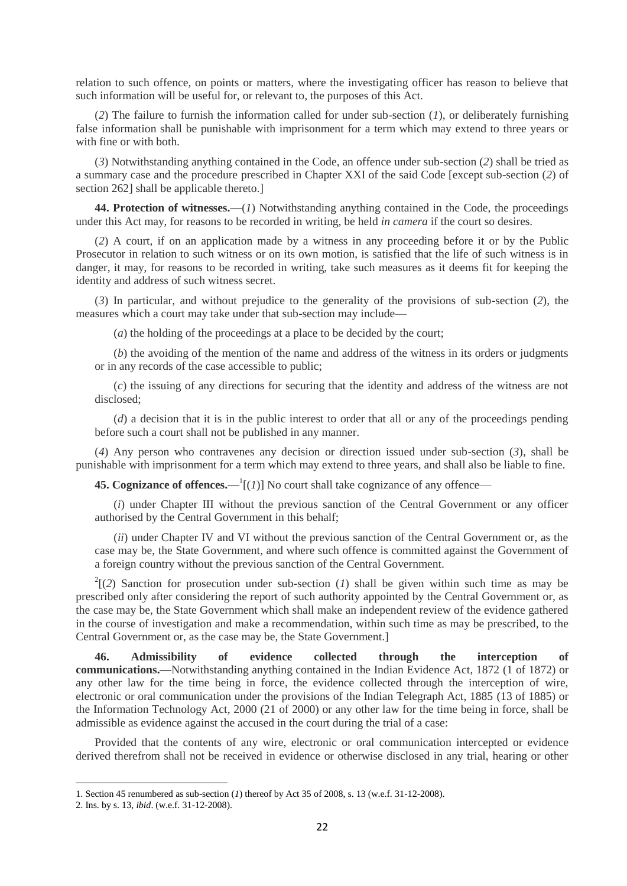relation to such offence, on points or matters, where the investigating officer has reason to believe that such information will be useful for, or relevant to, the purposes of this Act.

(*2*) The failure to furnish the information called for under sub-section (*1*), or deliberately furnishing false information shall be punishable with imprisonment for a term which may extend to three years or with fine or with both.

(*3*) Notwithstanding anything contained in the Code, an offence under sub-section (*2*) shall be tried as a summary case and the procedure prescribed in Chapter XXI of the said Code [except sub-section (*2*) of section 262] shall be applicable thereto.]

**44. Protection of witnesses.—**(*1*) Notwithstanding anything contained in the Code, the proceedings under this Act may, for reasons to be recorded in writing, be held *in camera* if the court so desires.

(*2*) A court, if on an application made by a witness in any proceeding before it or by the Public Prosecutor in relation to such witness or on its own motion, is satisfied that the life of such witness is in danger, it may, for reasons to be recorded in writing, take such measures as it deems fit for keeping the identity and address of such witness secret.

(*3*) In particular, and without prejudice to the generality of the provisions of sub-section (*2*), the measures which a court may take under that sub-section may include—

(*a*) the holding of the proceedings at a place to be decided by the court;

(*b*) the avoiding of the mention of the name and address of the witness in its orders or judgments or in any records of the case accessible to public;

(*c*) the issuing of any directions for securing that the identity and address of the witness are not disclosed;

(*d*) a decision that it is in the public interest to order that all or any of the proceedings pending before such a court shall not be published in any manner.

(*4*) Any person who contravenes any decision or direction issued under sub-section (*3*), shall be punishable with imprisonment for a term which may extend to three years, and shall also be liable to fine.

**45. Cognizance of offences.—**[1][(*1*)] No court shall take cognizance of any offence—

(*i*) under Chapter III without the previous sanction of the Central Government or any officer authorised by the Central Government in this behalf;

(*ii*) under Chapter IV and VI without the previous sanction of the Central Government or, as the case may be, the State Government, and where such offence is committed against the Government of a foreign country without the previous sanction of the Central Government.

[2][(*2*) Sanction for prosecution under sub-section (*1*) shall be given within such time as may be prescribed only after considering the report of such authority appointed by the Central Government or, as the case may be, the State Government which shall make an independent review of the evidence gathered in the course of investigation and make a recommendation, within such time as may be prescribed, to the Central Government or, as the case may be, the State Government.]

**46. Admissibility of evidence collected through the interception of communications.—**Notwithstanding anything contained in the Indian Evidence Act, 1872 (1 of 1872) or any other law for the time being in force, the evidence collected through the interception of wire, electronic or oral communication under the provisions of the Indian Telegraph Act, 1885 (13 of 1885) or the Information Technology Act, 2000 (21 of 2000) or any other law for the time being in force, shall be admissible as evidence against the accused in the court during the trial of a case:

Provided that the contents of any wire, electronic or oral communication intercepted or evidence derived therefrom shall not be received in evidence or otherwise disclosed in any trial, hearing or other

---

1. Section 45 renumbered as sub-section (*1*) thereof by Act 35 of 2008, s. 13 (w.e.f. 31-12-2008).

2. Ins. by s. 13, *ibid*. (w.e.f. 31-12-2008).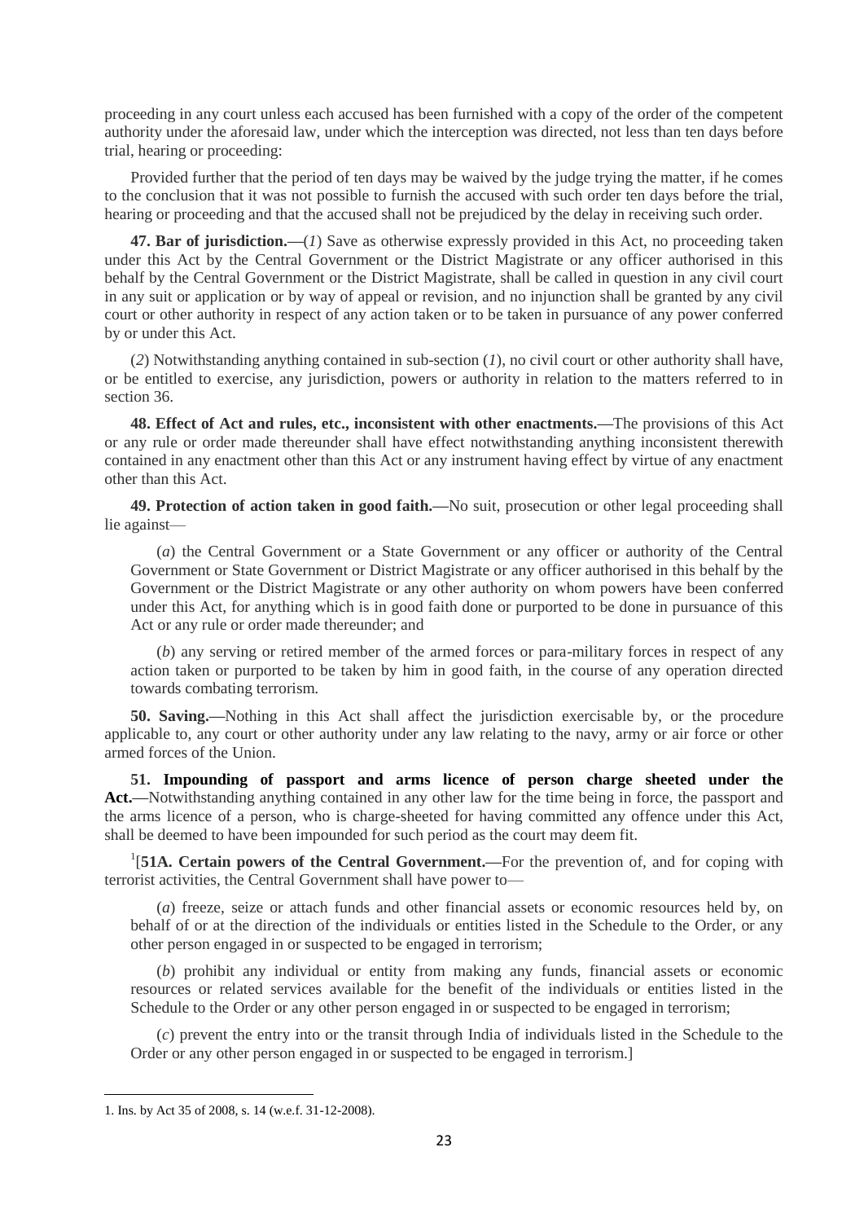proceeding in any court unless each accused has been furnished with a copy of the order of the competent authority under the aforesaid law, under which the interception was directed, not less than ten days before trial, hearing or proceeding:

Provided further that the period of ten days may be waived by the judge trying the matter, if he comes to the conclusion that it was not possible to furnish the accused with such order ten days before the trial, hearing or proceeding and that the accused shall not be prejudiced by the delay in receiving such order.

**47. Bar of jurisdiction.—**(*1*) Save as otherwise expressly provided in this Act, no proceeding taken under this Act by the Central Government or the District Magistrate or any officer authorised in this behalf by the Central Government or the District Magistrate, shall be called in question in any civil court in any suit or application or by way of appeal or revision, and no injunction shall be granted by any civil court or other authority in respect of any action taken or to be taken in pursuance of any power conferred by or under this Act.

(*2*) Notwithstanding anything contained in sub-section (*1*), no civil court or other authority shall have, or be entitled to exercise, any jurisdiction, powers or authority in relation to the matters referred to in section 36.

**48. Effect of Act and rules, etc., inconsistent with other enactments.—**The provisions of this Act or any rule or order made thereunder shall have effect notwithstanding anything inconsistent therewith contained in any enactment other than this Act or any instrument having effect by virtue of any enactment other than this Act.

**49. Protection of action taken in good faith.—**No suit, prosecution or other legal proceeding shall lie against—

(*a*) the Central Government or a State Government or any officer or authority of the Central Government or State Government or District Magistrate or any officer authorised in this behalf by the Government or the District Magistrate or any other authority on whom powers have been conferred under this Act, for anything which is in good faith done or purported to be done in pursuance of this Act or any rule or order made thereunder; and

(*b*) any serving or retired member of the armed forces or para-military forces in respect of any action taken or purported to be taken by him in good faith, in the course of any operation directed towards combating terrorism.

**50. Saving.—**Nothing in this Act shall affect the jurisdiction exercisable by, or the procedure applicable to, any court or other authority under any law relating to the navy, army or air force or other armed forces of the Union.

**51. Impounding of passport and arms licence of person charge sheeted under the Act.—**Notwithstanding anything contained in any other law for the time being in force, the passport and the arms licence of a person, who is charge-sheeted for having committed any offence under this Act, shall be deemed to have been impounded for such period as the court may deem fit.

[1][**51A. Certain powers of the Central Government.—**For the prevention of, and for coping with terrorist activities, the Central Government shall have power to—

(*a*) freeze, seize or attach funds and other financial assets or economic resources held by, on behalf of or at the direction of the individuals or entities listed in the Schedule to the Order, or any other person engaged in or suspected to be engaged in terrorism;

(*b*) prohibit any individual or entity from making any funds, financial assets or economic resources or related services available for the benefit of the individuals or entities listed in the Schedule to the Order or any other person engaged in or suspected to be engaged in terrorism;

(*c*) prevent the entry into or the transit through India of individuals listed in the Schedule to the Order or any other person engaged in or suspected to be engaged in terrorism.]

---

1. Ins. by Act 35 of 2008, s. 14 (w.e.f. 31-12-2008).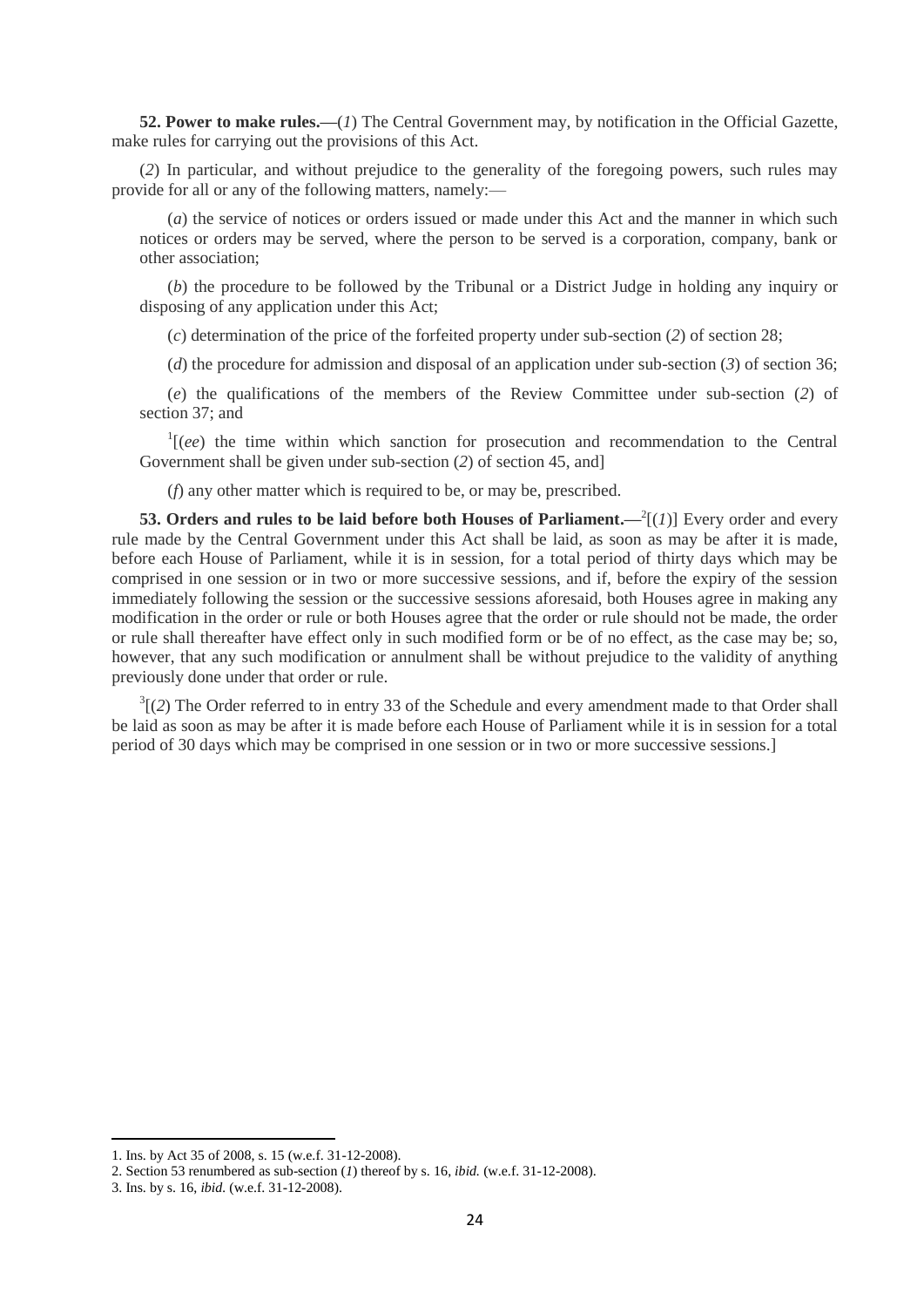**52. Power to make rules.**—(*1*) The Central Government may, by notification in the Official Gazette, make rules for carrying out the provisions of this Act.

(*2*) In particular, and without prejudice to the generality of the foregoing powers, such rules may provide for all or any of the following matters, namely:—

(*a*) the service of notices or orders issued or made under this Act and the manner in which such notices or orders may be served, where the person to be served is a corporation, company, bank or other association;

(*b*) the procedure to be followed by the Tribunal or a District Judge in holding any inquiry or disposing of any application under this Act;

(*c*) determination of the price of the forfeited property under sub-section (*2*) of section 28;

(*d*) the procedure for admission and disposal of an application under sub-section (*3*) of section 36;

(*e*) the qualifications of the members of the Review Committee under sub-section (*2*) of section 37; and

[1][(*ee*) the time within which sanction for prosecution and recommendation to the Central Government shall be given under sub-section (*2*) of section 45, and]

(*f*) any other matter which is required to be, or may be, prescribed.

**53. Orders and rules to be laid before both Houses of Parliament.**—[2][(*1*)] Every order and every rule made by the Central Government under this Act shall be laid, as soon as may be after it is made, before each House of Parliament, while it is in session, for a total period of thirty days which may be comprised in one session or in two or more successive sessions, and if, before the expiry of the session immediately following the session or the successive sessions aforesaid, both Houses agree in making any modification in the order or rule or both Houses agree that the order or rule should not be made, the order or rule shall thereafter have effect only in such modified form or be of no effect, as the case may be; so, however, that any such modification or annulment shall be without prejudice to the validity of anything previously done under that order or rule.

[3][(*2*) The Order referred to in entry 33 of the Schedule and every amendment made to that Order shall be laid as soon as may be after it is made before each House of Parliament while it is in session for a total period of 30 days which may be comprised in one session or in two or more successive sessions.]

---

1. Ins. by Act 35 of 2008, s. 15 (w.e.f. 31-12-2008).
2. Section 53 renumbered as sub-section (*1*) thereof by s. 16, *ibid.* (w.e.f. 31-12-2008).
3. Ins. by s. 16, *ibid.* (w.e.f. 31-12-2008).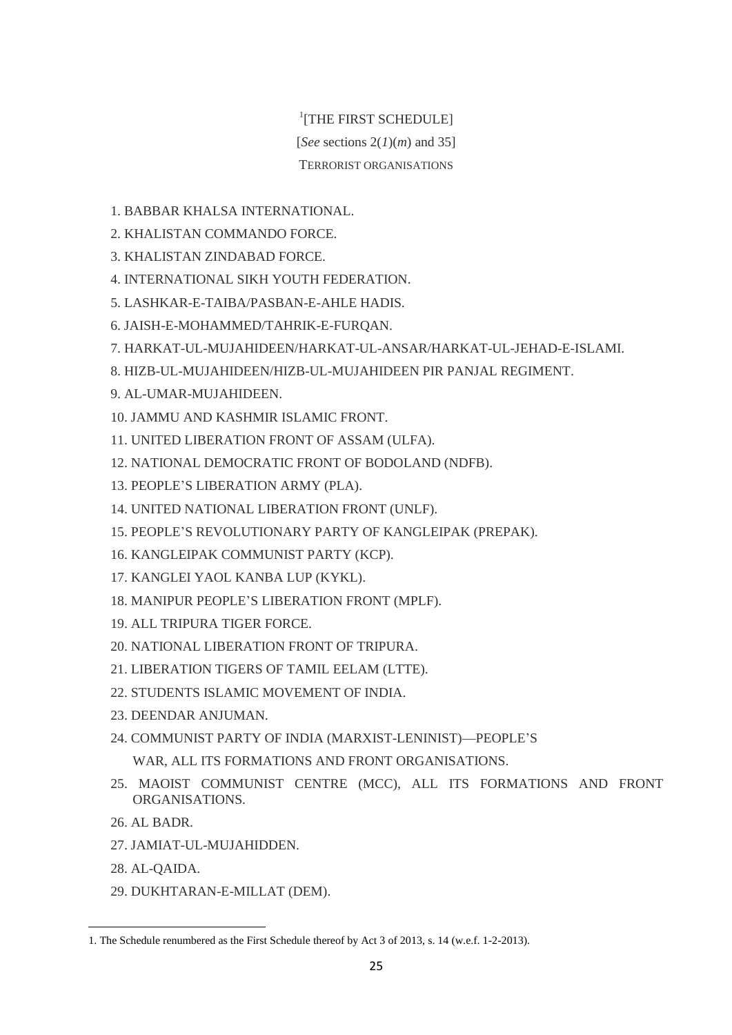[1][THE FIRST SCHEDULE]

[*See* sections 2(*1*)(*m*) and 35]

TERRORIST ORGANISATIONS

1. BABBAR KHALSA INTERNATIONAL.
2. KHALISTAN COMMANDO FORCE.
3. KHALISTAN ZINDABAD FORCE.
4. INTERNATIONAL SIKH YOUTH FEDERATION.
5. LASHKAR-E-TAIBA/PASBAN-E-AHLE HADIS.
6. JAISH-E-MOHAMMED/TAHRIK-E-FURQAN.
7. HARKAT-UL-MUJAHIDEEN/HARKAT-UL-ANSAR/HARKAT-UL-JEHAD-E-ISLAMI.
8. HIZB-UL-MUJAHIDEEN/HIZB-UL-MUJAHIDEEN PIR PANJAL REGIMENT.
9. AL-UMAR-MUJAHIDEEN.
10. JAMMU AND KASHMIR ISLAMIC FRONT.
11. UNITED LIBERATION FRONT OF ASSAM (ULFA).
12. NATIONAL DEMOCRATIC FRONT OF BODOLAND (NDFB).
13. PEOPLE'S LIBERATION ARMY (PLA).
14. UNITED NATIONAL LIBERATION FRONT (UNLF).
15. PEOPLE'S REVOLUTIONARY PARTY OF KANGLEIPAK (PREPAK).
16. KANGLEIPAK COMMUNIST PARTY (KCP).
17. KANGLEI YAOL KANBA LUP (KYKL).
18. MANIPUR PEOPLE'S LIBERATION FRONT (MPLF).
19. ALL TRIPURA TIGER FORCE.
20. NATIONAL LIBERATION FRONT OF TRIPURA.
21. LIBERATION TIGERS OF TAMIL EELAM (LTTE).
22. STUDENTS ISLAMIC MOVEMENT OF INDIA.
23. DEENDAR ANJUMAN.
24. COMMUNIST PARTY OF INDIA (MARXIST-LENINIST)—PEOPLE'S WAR, ALL ITS FORMATIONS AND FRONT ORGANISATIONS.
25. MAOIST COMMUNIST CENTRE (MCC), ALL ITS FORMATIONS AND FRONT ORGANISATIONS.
26. AL BADR.
27. JAMIAT-UL-MUJAHIDDEN.
28. AL-QAIDA.
29. DUKHTARAN-E-MILLAT (DEM).

---

1. The Schedule renumbered as the First Schedule thereof by Act 3 of 2013, s. 14 (w.e.f. 1-2-2013).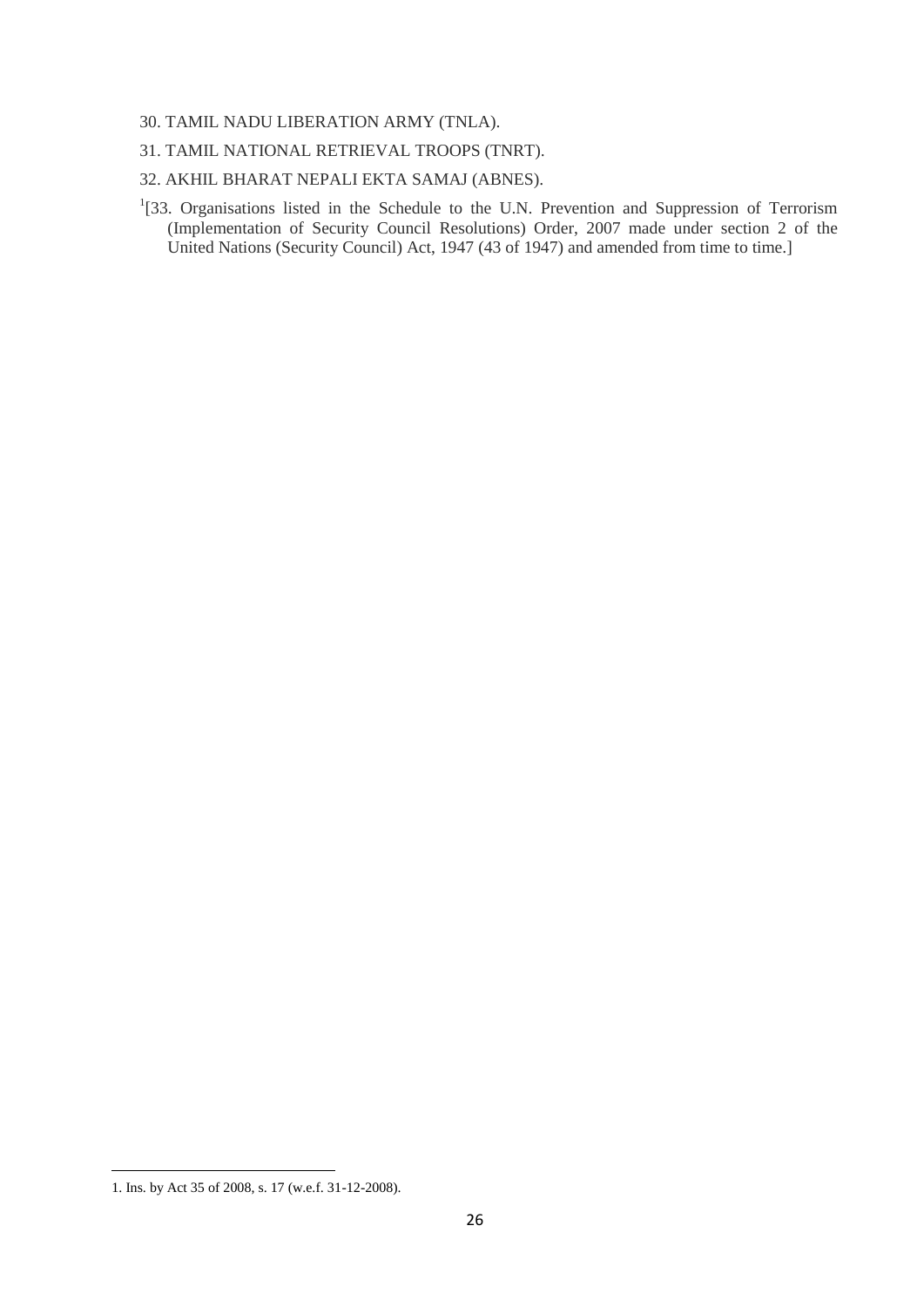30. TAMIL NADU LIBERATION ARMY (TNLA).

31. TAMIL NATIONAL RETRIEVAL TROOPS (TNRT).

32. AKHIL BHARAT NEPALI EKTA SAMAJ (ABNES).

[1][33. Organisations listed in the Schedule to the U.N. Prevention and Suppression of Terrorism (Implementation of Security Council Resolutions) Order, 2007 made under section 2 of the United Nations (Security Council) Act, 1947 (43 of 1947) and amended from time to time.]

---

1. Ins. by Act 35 of 2008, s. 17 (w.e.f. 31-12-2008).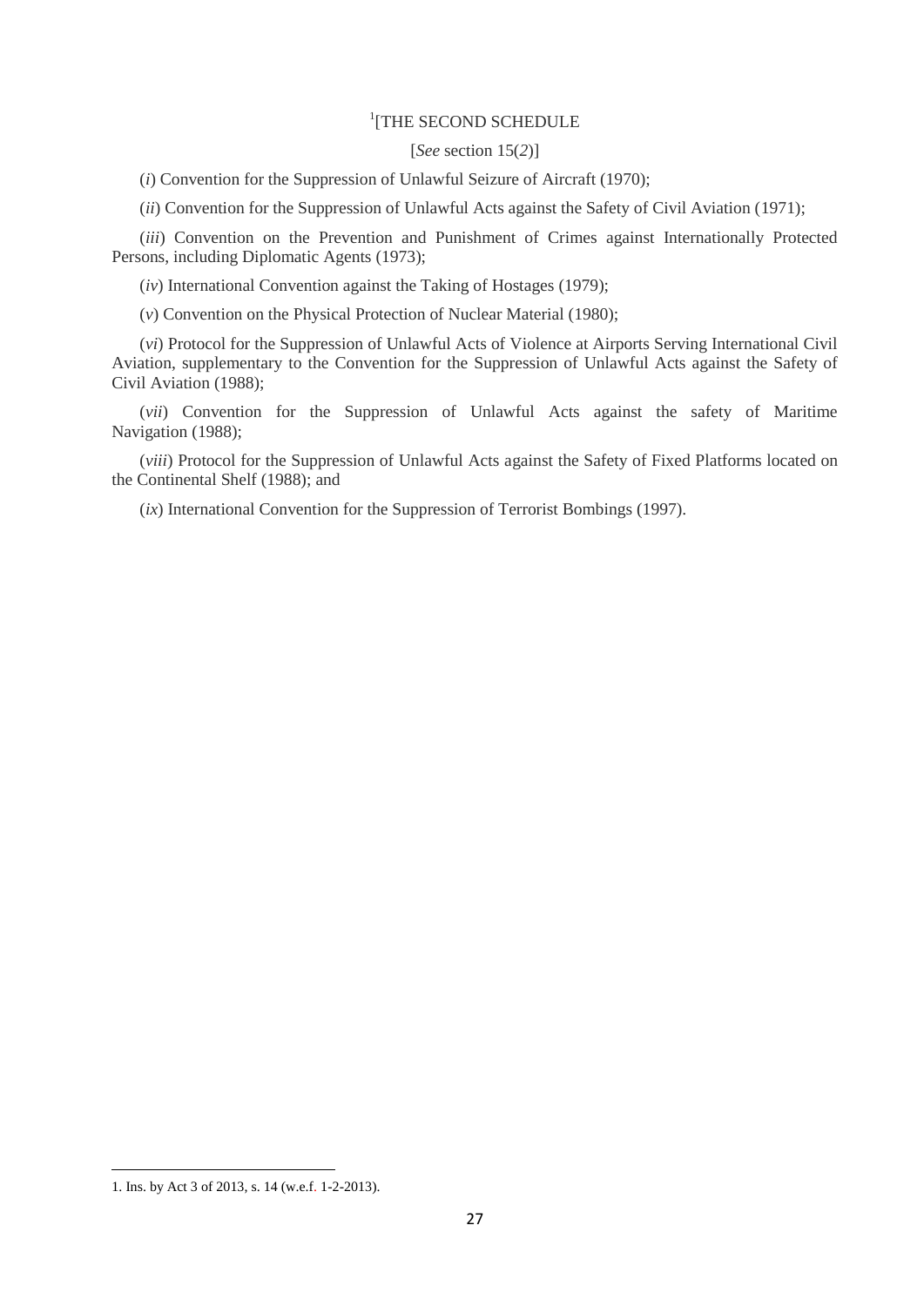# [1][THE SECOND SCHEDULE

[*See* section 15(*2*)]

(*i*) Convention for the Suppression of Unlawful Seizure of Aircraft (1970);

(*ii*) Convention for the Suppression of Unlawful Acts against the Safety of Civil Aviation (1971);

(*iii*) Convention on the Prevention and Punishment of Crimes against Internationally Protected Persons, including Diplomatic Agents (1973);

(*iv*) International Convention against the Taking of Hostages (1979);

(*v*) Convention on the Physical Protection of Nuclear Material (1980);

(*vi*) Protocol for the Suppression of Unlawful Acts of Violence at Airports Serving International Civil Aviation, supplementary to the Convention for the Suppression of Unlawful Acts against the Safety of Civil Aviation (1988);

(*vii*) Convention for the Suppression of Unlawful Acts against the safety of Maritime Navigation (1988);

(*viii*) Protocol for the Suppression of Unlawful Acts against the Safety of Fixed Platforms located on the Continental Shelf (1988); and

(*ix*) International Convention for the Suppression of Terrorist Bombings (1997).

---

1. Ins. by Act 3 of 2013, s. 14 (w.e.f. 1-2-2013).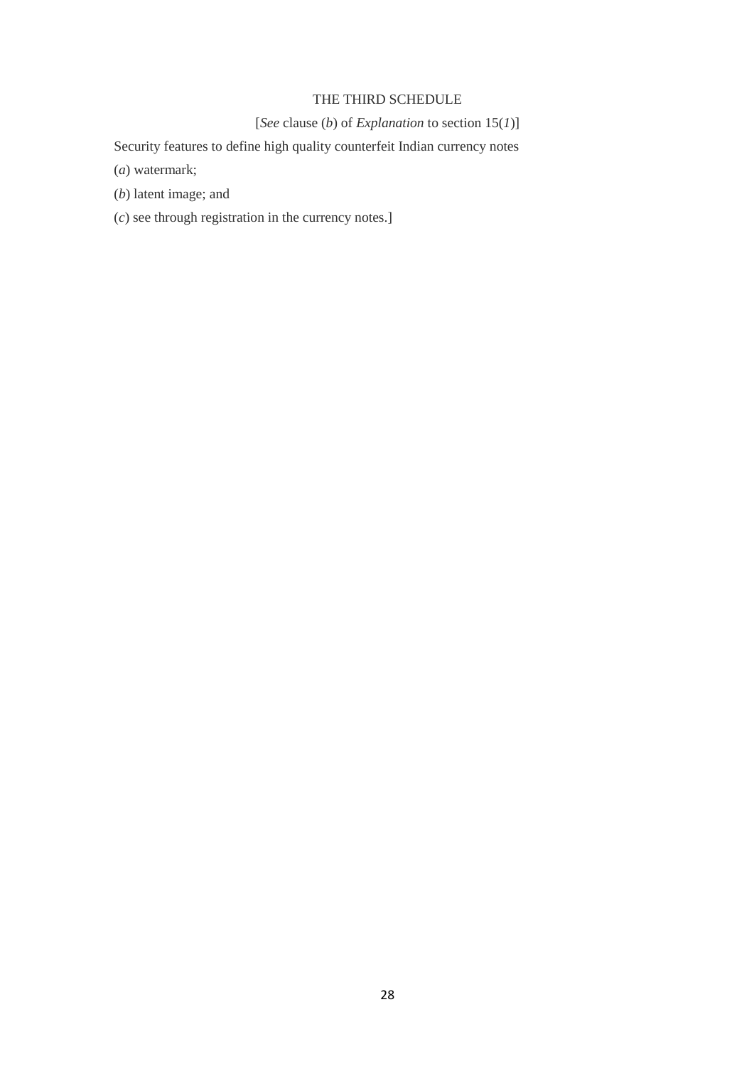# THE THIRD SCHEDULE

[*See* clause (*b*) of *Explanation* to section 15(*1*)]

Security features to define high quality counterfeit Indian currency notes

(*a*) watermark;

(*b*) latent image; and

(*c*) see through registration in the currency notes.]